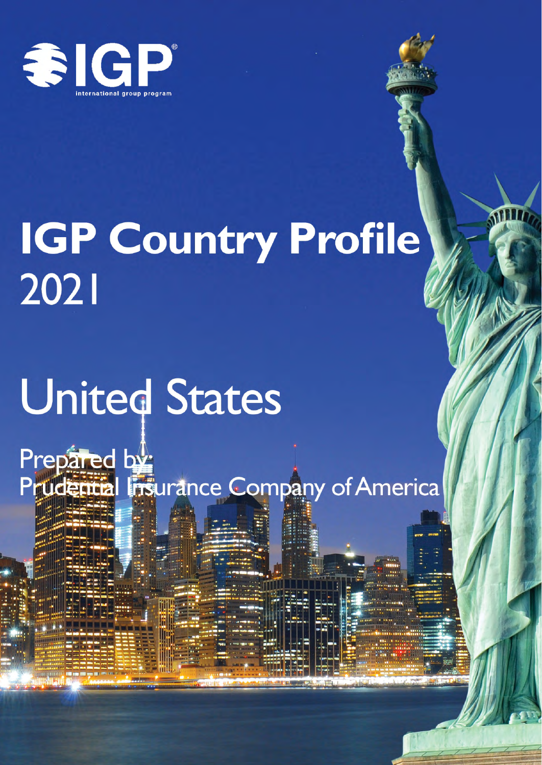IGP®

international group program

# IGP Country Profile

2021

# United States

Prepared by:
Prudential Insurance Company of America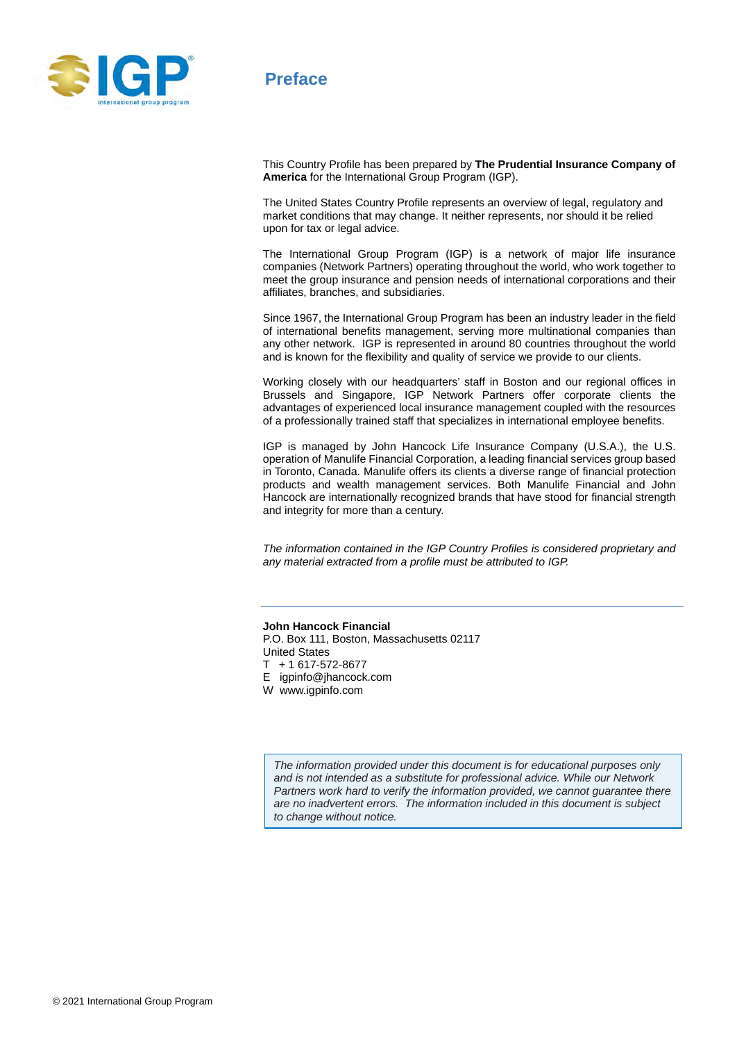# Preface

This Country Profile has been prepared by **The Prudential Insurance Company of America** for the International Group Program (IGP).

The United States Country Profile represents an overview of legal, regulatory and market conditions that may change. It neither represents, nor should it be relied upon for tax or legal advice.

The International Group Program (IGP) is a network of major life insurance companies (Network Partners) operating throughout the world, who work together to meet the group insurance and pension needs of international corporations and their affiliates, branches, and subsidiaries.

Since 1967, the International Group Program has been an industry leader in the field of international benefits management, serving more multinational companies than any other network. IGP is represented in around 80 countries throughout the world and is known for the flexibility and quality of service we provide to our clients.

Working closely with our headquarters' staff in Boston and our regional offices in Brussels and Singapore, IGP Network Partners offer corporate clients the advantages of experienced local insurance management coupled with the resources of a professionally trained staff that specializes in international employee benefits.

IGP is managed by John Hancock Life Insurance Company (U.S.A.), the U.S. operation of Manulife Financial Corporation, a leading financial services group based in Toronto, Canada. Manulife offers its clients a diverse range of financial protection products and wealth management services. Both Manulife Financial and John Hancock are internationally recognized brands that have stood for financial strength and integrity for more than a century.

*The information contained in the IGP Country Profiles is considered proprietary and any material extracted from a profile must be attributed to IGP.*

---

**John Hancock Financial**
P.O. Box 111, Boston, Massachusetts 02117
United States
T + 1 617-572-8677
E igpinfo@jhancock.com
W www.igpinfo.com

> *The information provided under this document is for educational purposes only and is not intended as a substitute for professional advice. While our Network Partners work hard to verify the information provided, we cannot guarantee there are no inadvertent errors. The information included in this document is subject to change without notice.*

© 2021 International Group Program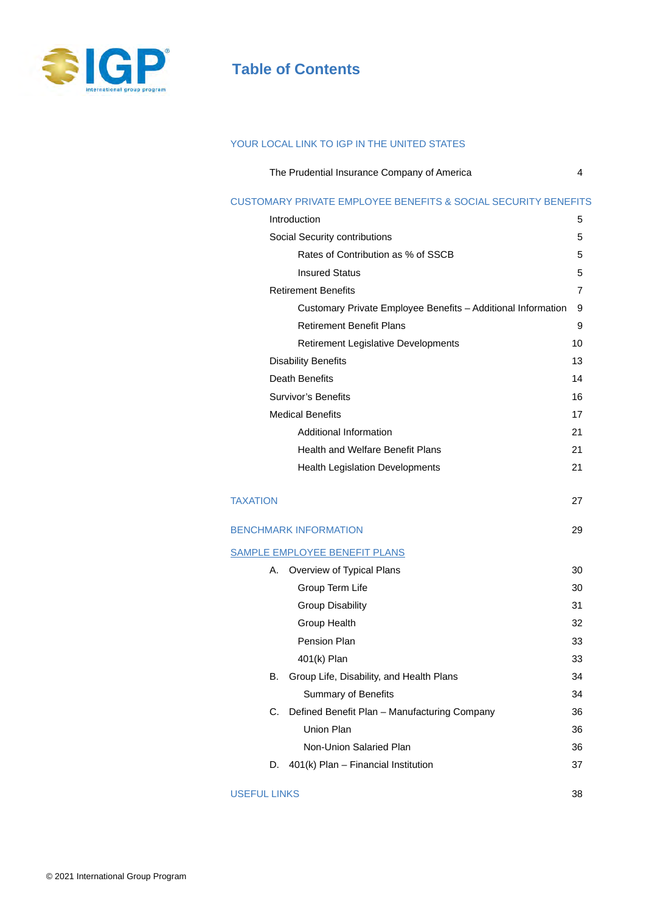# Table of Contents

**YOUR LOCAL LINK TO IGP IN THE UNITED STATES**

| | |
|---|---|
| The Prudential Insurance Company of America | 4 |

**CUSTOMARY PRIVATE EMPLOYEE BENEFITS & SOCIAL SECURITY BENEFITS**

| | |
|---|---|
| Introduction | 5 |
| Social Security contributions | 5 |
| &nbsp;&nbsp;&nbsp;&nbsp;Rates of Contribution as % of SSCB | 5 |
| &nbsp;&nbsp;&nbsp;&nbsp;Insured Status | 5 |
| Retirement Benefits | 7 |
| &nbsp;&nbsp;&nbsp;&nbsp;Customary Private Employee Benefits – Additional Information | 9 |
| &nbsp;&nbsp;&nbsp;&nbsp;Retirement Benefit Plans | 9 |
| &nbsp;&nbsp;&nbsp;&nbsp;Retirement Legislative Developments | 10 |
| Disability Benefits | 13 |
| Death Benefits | 14 |
| Survivor's Benefits | 16 |
| Medical Benefits | 17 |
| &nbsp;&nbsp;&nbsp;&nbsp;Additional Information | 21 |
| &nbsp;&nbsp;&nbsp;&nbsp;Health and Welfare Benefit Plans | 21 |
| &nbsp;&nbsp;&nbsp;&nbsp;Health Legislation Developments | 21 |

| | |
|---|---|
| **TAXATION** | 27 |
| **BENCHMARK INFORMATION** | 29 |

**SAMPLE EMPLOYEE BENEFIT PLANS**

| | |
|---|---|
| A. Overview of Typical Plans | 30 |
| &nbsp;&nbsp;&nbsp;&nbsp;Group Term Life | 30 |
| &nbsp;&nbsp;&nbsp;&nbsp;Group Disability | 31 |
| &nbsp;&nbsp;&nbsp;&nbsp;Group Health | 32 |
| &nbsp;&nbsp;&nbsp;&nbsp;Pension Plan | 33 |
| &nbsp;&nbsp;&nbsp;&nbsp;401(k) Plan | 33 |
| B. Group Life, Disability, and Health Plans | 34 |
| &nbsp;&nbsp;&nbsp;&nbsp;Summary of Benefits | 34 |
| C. Defined Benefit Plan – Manufacturing Company | 36 |
| &nbsp;&nbsp;&nbsp;&nbsp;Union Plan | 36 |
| &nbsp;&nbsp;&nbsp;&nbsp;Non-Union Salaried Plan | 36 |
| D. 401(k) Plan – Financial Institution | 37 |

| | |
|---|---|
| **USEFUL LINKS** | 38 |

© 2021 International Group Program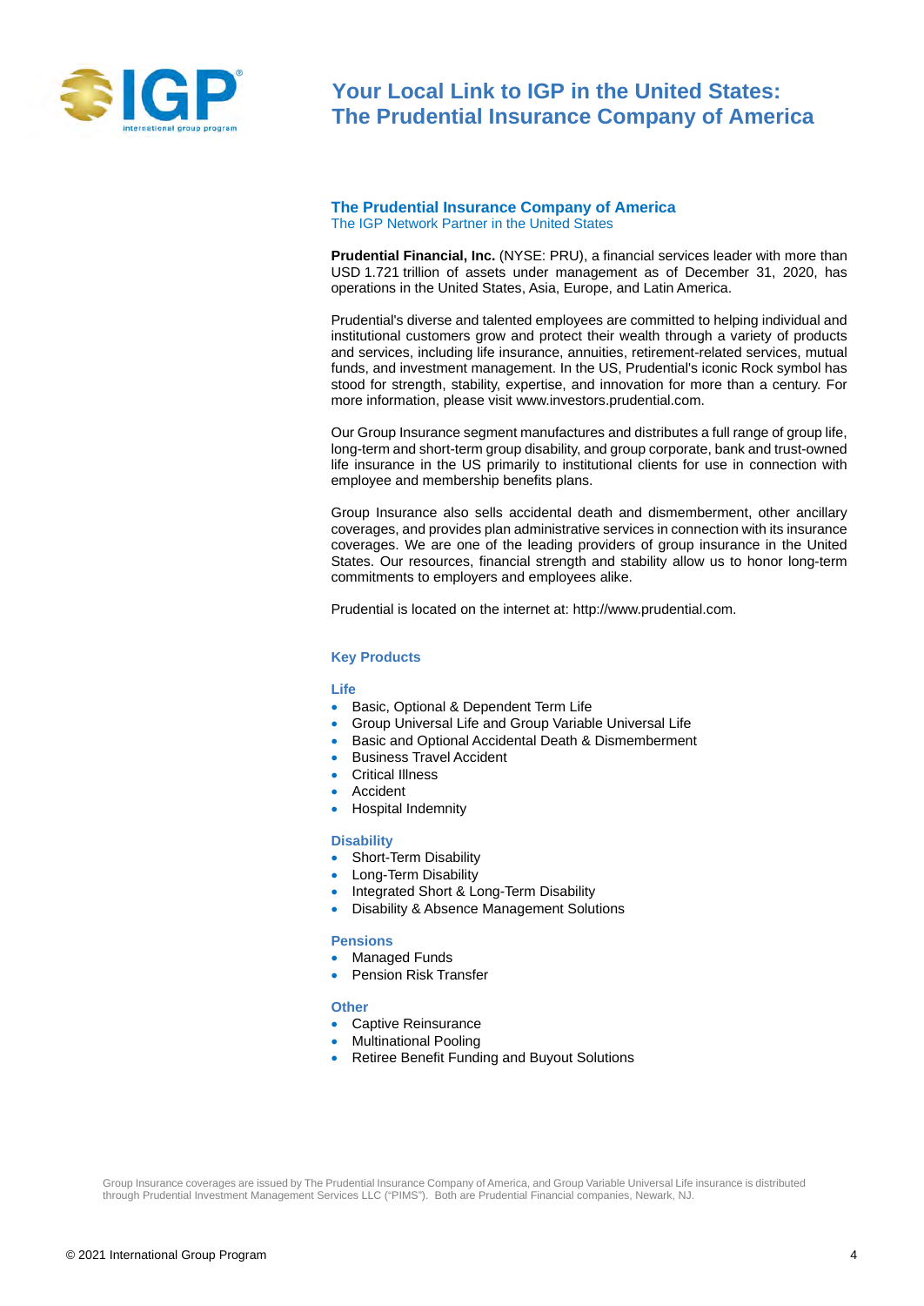# Your Local Link to IGP in the United States: The Prudential Insurance Company of America

## The Prudential Insurance Company of America

The IGP Network Partner in the United States

**Prudential Financial, Inc.** (NYSE: PRU), a financial services leader with more than USD 1.721 trillion of assets under management as of December 31, 2020, has operations in the United States, Asia, Europe, and Latin America.

Prudential's diverse and talented employees are committed to helping individual and institutional customers grow and protect their wealth through a variety of products and services, including life insurance, annuities, retirement-related services, mutual funds, and investment management. In the US, Prudential's iconic Rock symbol has stood for strength, stability, expertise, and innovation for more than a century. For more information, please visit www.investors.prudential.com.

Our Group Insurance segment manufactures and distributes a full range of group life, long-term and short-term group disability, and group corporate, bank and trust-owned life insurance in the US primarily to institutional clients for use in connection with employee and membership benefits plans.

Group Insurance also sells accidental death and dismemberment, other ancillary coverages, and provides plan administrative services in connection with its insurance coverages. We are one of the leading providers of group insurance in the United States. Our resources, financial strength and stability allow us to honor long-term commitments to employers and employees alike.

Prudential is located on the internet at: http://www.prudential.com.

### Key Products

#### Life

- Basic, Optional & Dependent Term Life
- Group Universal Life and Group Variable Universal Life
- Basic and Optional Accidental Death & Dismemberment
- Business Travel Accident
- Critical Illness
- Accident
- Hospital Indemnity

#### Disability

- Short-Term Disability
- Long-Term Disability
- Integrated Short & Long-Term Disability
- Disability & Absence Management Solutions

#### Pensions

- Managed Funds
- Pension Risk Transfer

#### Other

- Captive Reinsurance
- Multinational Pooling
- Retiree Benefit Funding and Buyout Solutions

Group Insurance coverages are issued by The Prudential Insurance Company of America, and Group Variable Universal Life insurance is distributed through Prudential Investment Management Services LLC ("PIMS"). Both are Prudential Financial companies, Newark, NJ.

© 2021 International Group Program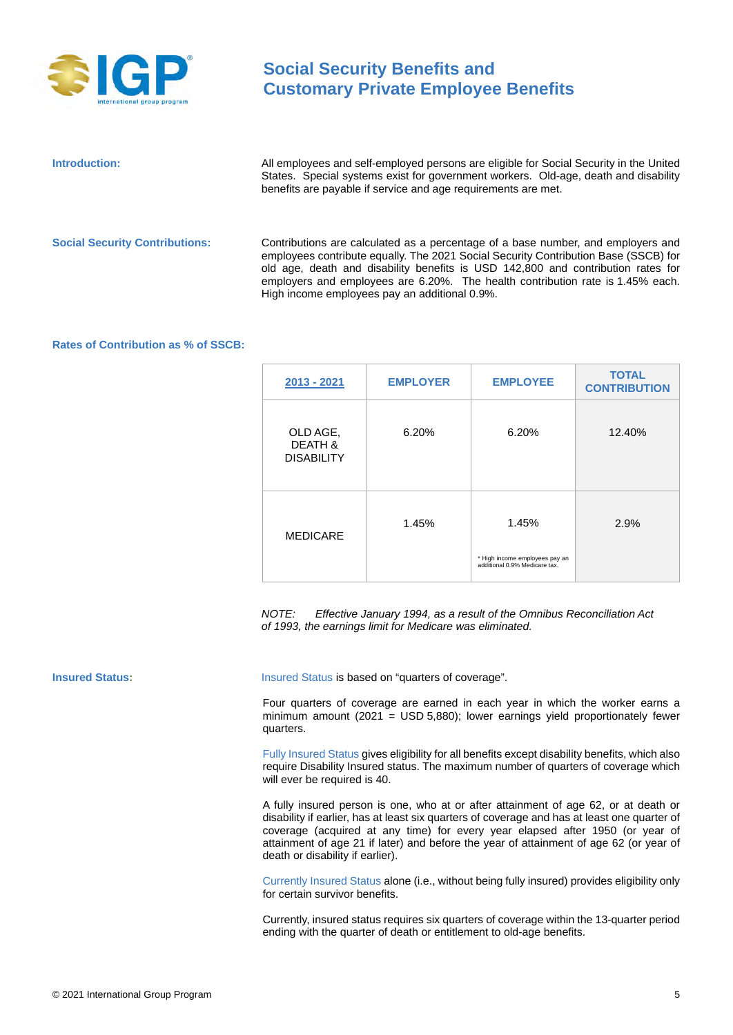# Social Security Benefits and Customary Private Employee Benefits

**Introduction:**

All employees and self-employed persons are eligible for Social Security in the United States. Special systems exist for government workers. Old-age, death and disability benefits are payable if service and age requirements are met.

**Social Security Contributions:**

Contributions are calculated as a percentage of a base number, and employers and employees contribute equally. The 2021 Social Security Contribution Base (SSCB) for old age, death and disability benefits is USD 142,800 and contribution rates for employers and employees are 6.20%. The health contribution rate is 1.45% each. High income employees pay an additional 0.9%.

**Rates of Contribution as % of SSCB:**

| 2013 - 2021 | EMPLOYER | EMPLOYEE | TOTAL CONTRIBUTION |
|---|---|---|---|
| OLD AGE, DEATH & DISABILITY | 6.20% | 6.20% | 12.40% |
| MEDICARE | 1.45% | 1.45% <br> * High income employees pay an additional 0.9% Medicare tax. | 2.9% |

*NOTE: Effective January 1994, as a result of the Omnibus Reconciliation Act of 1993, the earnings limit for Medicare was eliminated.*

**Insured Status:**

Insured Status is based on "quarters of coverage".

Four quarters of coverage are earned in each year in which the worker earns a minimum amount (2021 = USD 5,880); lower earnings yield proportionately fewer quarters.

Fully Insured Status gives eligibility for all benefits except disability benefits, which also require Disability Insured status. The maximum number of quarters of coverage which will ever be required is 40.

A fully insured person is one, who at or after attainment of age 62, or at death or disability if earlier, has at least six quarters of coverage and has at least one quarter of coverage (acquired at any time) for every year elapsed after 1950 (or year of attainment of age 21 if later) and before the year of attainment of age 62 (or year of death or disability if earlier).

Currently Insured Status alone (i.e., without being fully insured) provides eligibility only for certain survivor benefits.

Currently, insured status requires six quarters of coverage within the 13-quarter period ending with the quarter of death or entitlement to old-age benefits.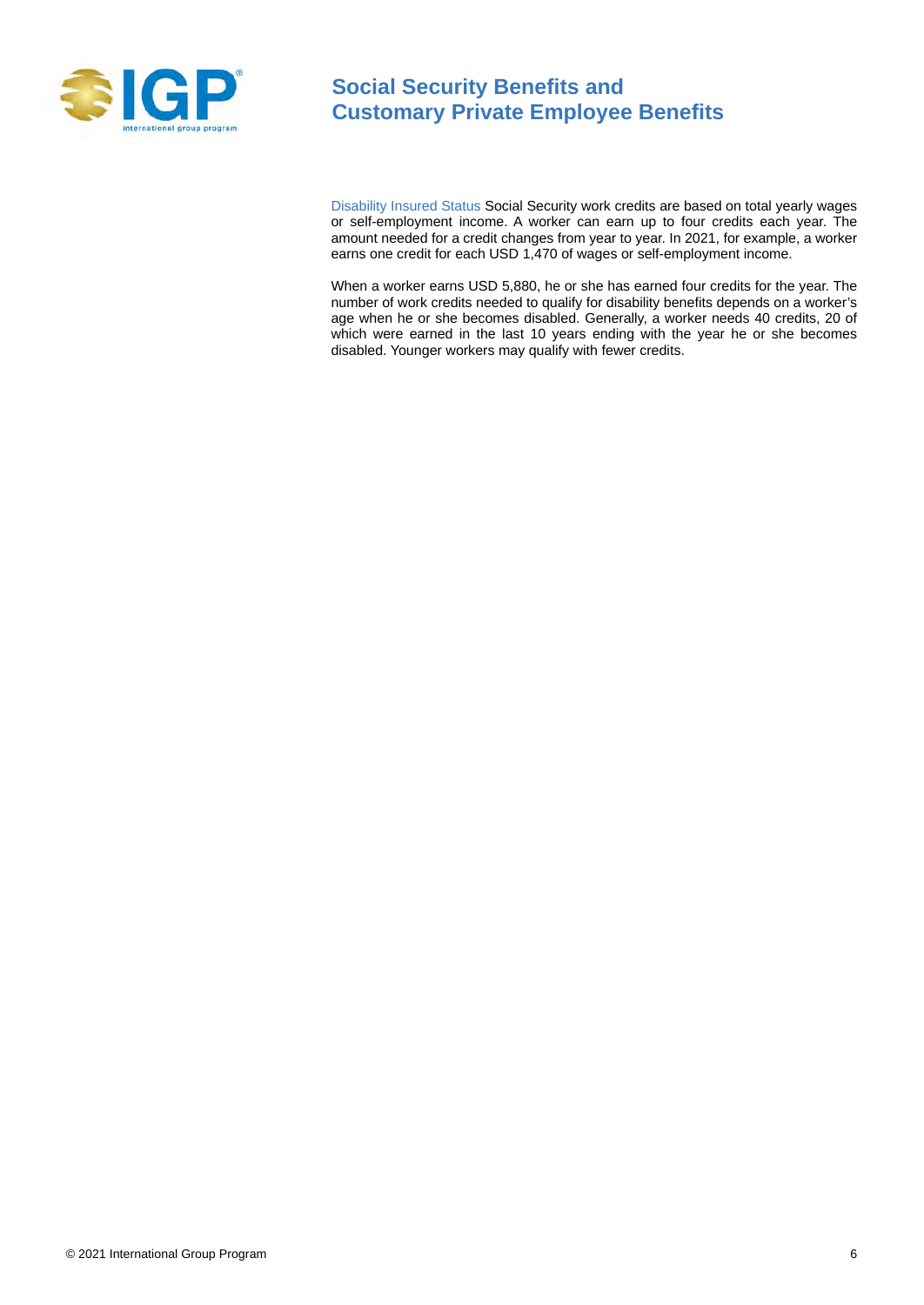Disability Insured Status Social Security work credits are based on total yearly wages or self-employment income. A worker can earn up to four credits each year. The amount needed for a credit changes from year to year. In 2021, for example, a worker earns one credit for each USD 1,470 of wages or self-employment income.

When a worker earns USD 5,880, he or she has earned four credits for the year. The number of work credits needed to qualify for disability benefits depends on a worker's age when he or she becomes disabled. Generally, a worker needs 40 credits, 20 of which were earned in the last 10 years ending with the year he or she becomes disabled. Younger workers may qualify with fewer credits.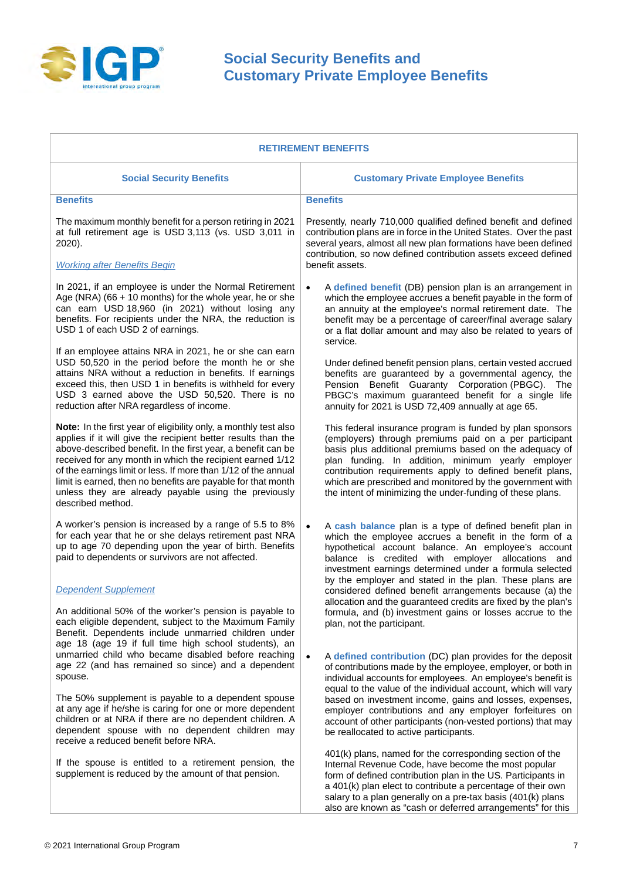# Social Security Benefits and Customary Private Employee Benefits

## RETIREMENT BENEFITS

### Social Security Benefits

**Benefits**

The maximum monthly benefit for a person retiring in 2021 at full retirement age is USD 3,113 (vs. USD 3,011 in 2020).

*Working after Benefits Begin*

In 2021, if an employee is under the Normal Retirement Age (NRA) (66 + 10 months) for the whole year, he or she can earn USD 18,960 (in 2021) without losing any benefits. For recipients under the NRA, the reduction is USD 1 of each USD 2 of earnings.

If an employee attains NRA in 2021, he or she can earn USD 50,520 in the period before the month he or she attains NRA without a reduction in benefits. If earnings exceed this, then USD 1 in benefits is withheld for every USD 3 earned above the USD 50,520. There is no reduction after NRA regardless of income.

**Note:** In the first year of eligibility only, a monthly test also applies if it will give the recipient better results than the above-described benefit. In the first year, a benefit can be received for any month in which the recipient earned 1/12 of the earnings limit or less. If more than 1/12 of the annual limit is earned, then no benefits are payable for that month unless they are already payable using the previously described method.

A worker's pension is increased by a range of 5.5 to 8% for each year that he or she delays retirement past NRA up to age 70 depending upon the year of birth. Benefits paid to dependents or survivors are not affected.

*Dependent Supplement*

An additional 50% of the worker's pension is payable to each eligible dependent, subject to the Maximum Family Benefit. Dependents include unmarried children under age 18 (age 19 if full time high school students), an unmarried child who became disabled before reaching age 22 (and has remained so since) and a dependent spouse.

The 50% supplement is payable to a dependent spouse at any age if he/she is caring for one or more dependent children or at NRA if there are no dependent children. A dependent spouse with no dependent children may receive a reduced benefit before NRA.

If the spouse is entitled to a retirement pension, the supplement is reduced by the amount of that pension.

### Customary Private Employee Benefits

**Benefits**

Presently, nearly 710,000 qualified defined benefit and defined contribution plans are in force in the United States. Over the past several years, almost all new plan formations have been defined contribution, so now defined contribution assets exceed defined benefit assets.

- A **defined benefit** (DB) pension plan is an arrangement in which the employee accrues a benefit payable in the form of an annuity at the employee's normal retirement date. The benefit may be a percentage of career/final average salary or a flat dollar amount and may also be related to years of service.

  Under defined benefit pension plans, certain vested accrued benefits are guaranteed by a governmental agency, the Pension Benefit Guaranty Corporation (PBGC). The PBGC's maximum guaranteed benefit for a single life annuity for 2021 is USD 72,409 annually at age 65.

  This federal insurance program is funded by plan sponsors (employers) through premiums paid on a per participant basis plus additional premiums based on the adequacy of plan funding. In addition, minimum yearly employer contribution requirements apply to defined benefit plans, which are prescribed and monitored by the government with the intent of minimizing the under-funding of these plans.

- A **cash balance** plan is a type of defined benefit plan in which the employee accrues a benefit in the form of a hypothetical account balance. An employee's account balance is credited with employer allocations and investment earnings determined under a formula selected by the employer and stated in the plan. These plans are considered defined benefit arrangements because (a) the allocation and the guaranteed credits are fixed by the plan's formula, and (b) investment gains or losses accrue to the plan, not the participant.

- A **defined contribution** (DC) plan provides for the deposit of contributions made by the employee, employer, or both in individual accounts for employees. An employee's benefit is equal to the value of the individual account, which will vary based on investment income, gains and losses, expenses, employer contributions and any employer forfeitures on account of other participants (non-vested portions) that may be reallocated to active participants.

  401(k) plans, named for the corresponding section of the Internal Revenue Code, have become the most popular form of defined contribution plan in the US. Participants in a 401(k) plan elect to contribute a percentage of their own salary to a plan generally on a pre-tax basis (401(k) plans also are known as "cash or deferred arrangements" for this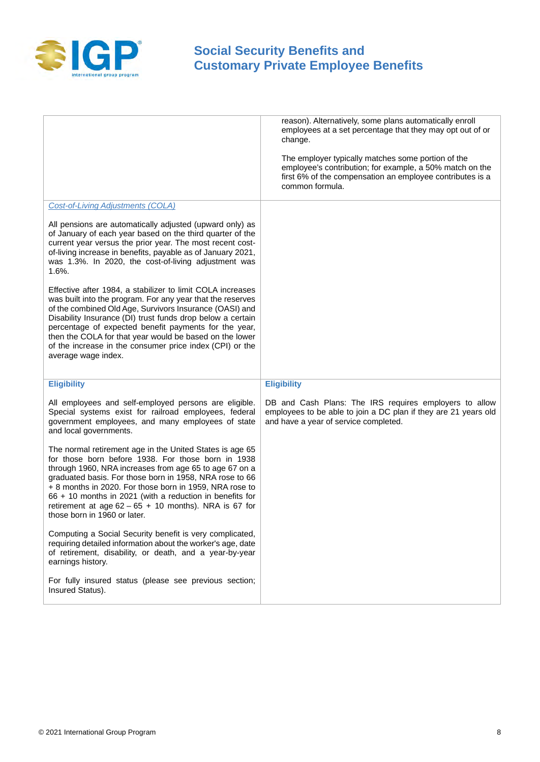| | |
|---|---|
| | reason). Alternatively, some plans automatically enroll employees at a set percentage that they may opt out of or change.<br><br>The employer typically matches some portion of the employee's contribution; for example, a 50% match on the first 6% of the compensation an employee contributes is a common formula. |
| *Cost-of-Living Adjustments (COLA)*<br><br>All pensions are automatically adjusted (upward only) as of January of each year based on the third quarter of the current year versus the prior year. The most recent cost-of-living increase in benefits, payable as of January 2021, was 1.3%. In 2020, the cost-of-living adjustment was 1.6%.<br><br>Effective after 1984, a stabilizer to limit COLA increases was built into the program. For any year that the reserves of the combined Old Age, Survivors Insurance (OASI) and Disability Insurance (DI) trust funds drop below a certain percentage of expected benefit payments for the year, then the COLA for that year would be based on the lower of the increase in the consumer price index (CPI) or the average wage index. | |
| **Eligibility**<br><br>All employees and self-employed persons are eligible. Special systems exist for railroad employees, federal government employees, and many employees of state and local governments.<br><br>The normal retirement age in the United States is age 65 for those born before 1938. For those born in 1938 through 1960, NRA increases from age 65 to age 67 on a graduated basis. For those born in 1958, NRA rose to 66 + 8 months in 2020. For those born in 1959, NRA rose to 66 + 10 months in 2021 (with a reduction in benefits for retirement at age 62 – 65 + 10 months). NRA is 67 for those born in 1960 or later.<br><br>Computing a Social Security benefit is very complicated, requiring detailed information about the worker's age, date of retirement, disability, or death, and a year-by-year earnings history.<br><br>For fully insured status (please see previous section; Insured Status). | **Eligibility**<br><br>DB and Cash Plans: The IRS requires employers to allow employees to be able to join a DC plan if they are 21 years old and have a year of service completed. |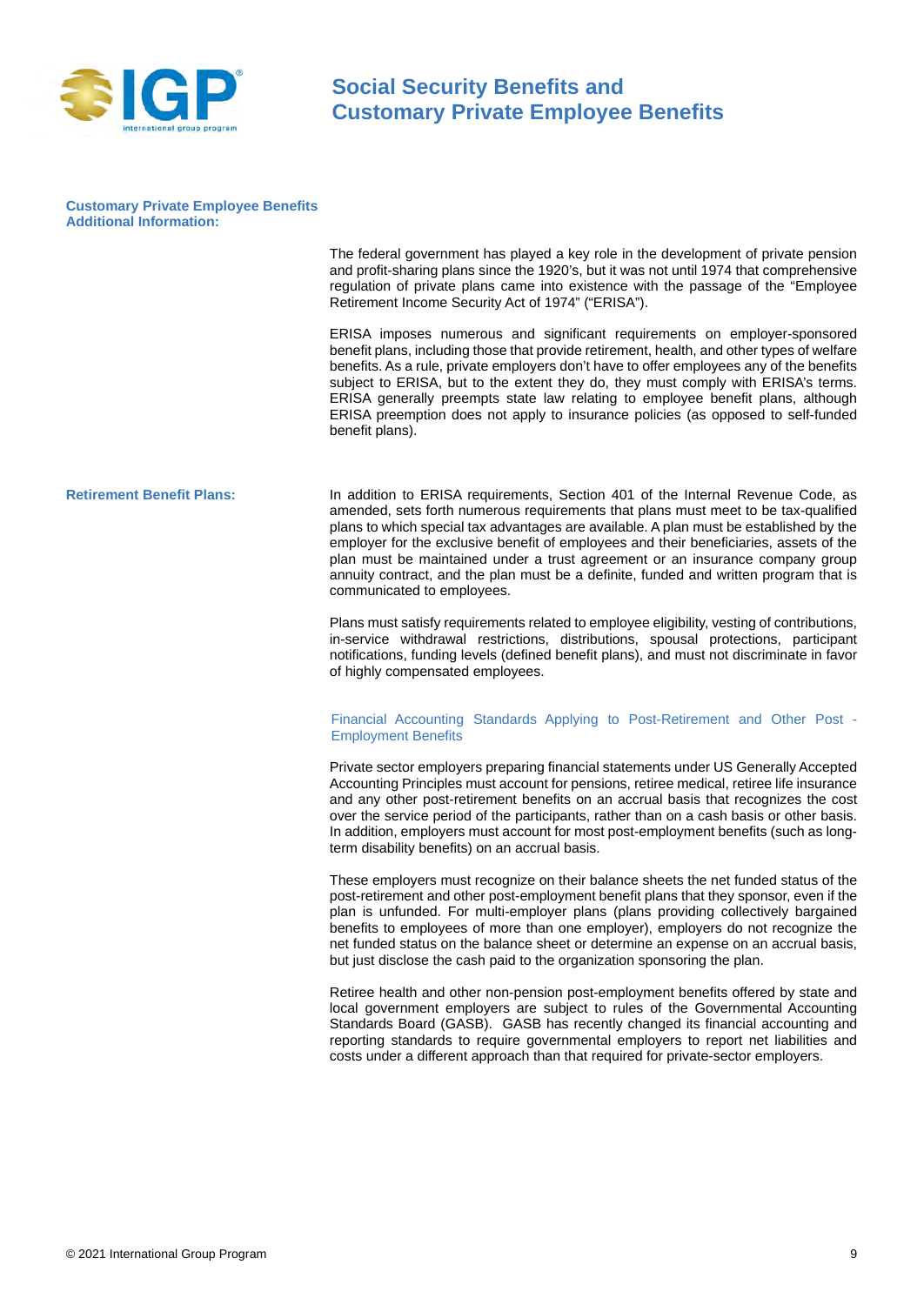# Social Security Benefits and Customary Private Employee Benefits

## Customary Private Employee Benefits Additional Information:

The federal government has played a key role in the development of private pension and profit-sharing plans since the 1920's, but it was not until 1974 that comprehensive regulation of private plans came into existence with the passage of the "Employee Retirement Income Security Act of 1974" ("ERISA").

ERISA imposes numerous and significant requirements on employer-sponsored benefit plans, including those that provide retirement, health, and other types of welfare benefits. As a rule, private employers don't have to offer employees any of the benefits subject to ERISA, but to the extent they do, they must comply with ERISA's terms. ERISA generally preempts state law relating to employee benefit plans, although ERISA preemption does not apply to insurance policies (as opposed to self-funded benefit plans).

## Retirement Benefit Plans:

In addition to ERISA requirements, Section 401 of the Internal Revenue Code, as amended, sets forth numerous requirements that plans must meet to be tax-qualified plans to which special tax advantages are available. A plan must be established by the employer for the exclusive benefit of employees and their beneficiaries, assets of the plan must be maintained under a trust agreement or an insurance company group annuity contract, and the plan must be a definite, funded and written program that is communicated to employees.

Plans must satisfy requirements related to employee eligibility, vesting of contributions, in-service withdrawal restrictions, distributions, spousal protections, participant notifications, funding levels (defined benefit plans), and must not discriminate in favor of highly compensated employees.

### Financial Accounting Standards Applying to Post-Retirement and Other Post - Employment Benefits

Private sector employers preparing financial statements under US Generally Accepted Accounting Principles must account for pensions, retiree medical, retiree life insurance and any other post-retirement benefits on an accrual basis that recognizes the cost over the service period of the participants, rather than on a cash basis or other basis. In addition, employers must account for most post-employment benefits (such as long-term disability benefits) on an accrual basis.

These employers must recognize on their balance sheets the net funded status of the post-retirement and other post-employment benefit plans that they sponsor, even if the plan is unfunded. For multi-employer plans (plans providing collectively bargained benefits to employees of more than one employer), employers do not recognize the net funded status on the balance sheet or determine an expense on an accrual basis, but just disclose the cash paid to the organization sponsoring the plan.

Retiree health and other non-pension post-employment benefits offered by state and local government employers are subject to rules of the Governmental Accounting Standards Board (GASB). GASB has recently changed its financial accounting and reporting standards to require governmental employers to report net liabilities and costs under a different approach than that required for private-sector employers.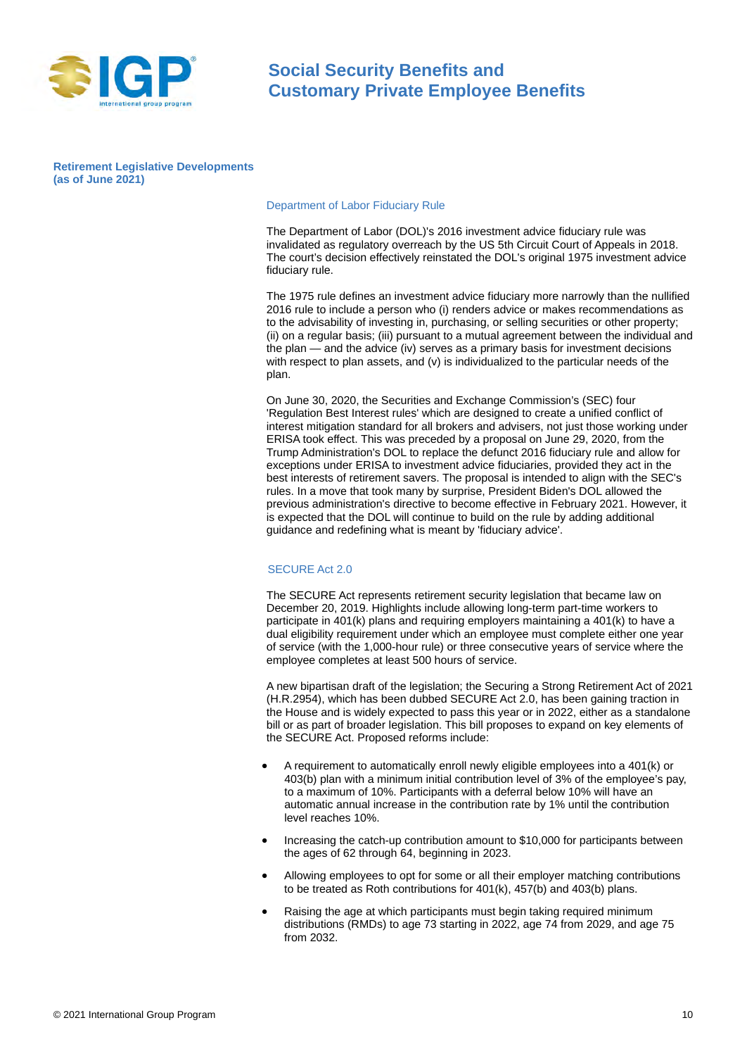## Retirement Legislative Developments (as of June 2021)

### Department of Labor Fiduciary Rule

The Department of Labor (DOL)'s 2016 investment advice fiduciary rule was invalidated as regulatory overreach by the US 5th Circuit Court of Appeals in 2018. The court's decision effectively reinstated the DOL's original 1975 investment advice fiduciary rule.

The 1975 rule defines an investment advice fiduciary more narrowly than the nullified 2016 rule to include a person who (i) renders advice or makes recommendations as to the advisability of investing in, purchasing, or selling securities or other property; (ii) on a regular basis; (iii) pursuant to a mutual agreement between the individual and the plan — and the advice (iv) serves as a primary basis for investment decisions with respect to plan assets, and (v) is individualized to the particular needs of the plan.

On June 30, 2020, the Securities and Exchange Commission's (SEC) four 'Regulation Best Interest rules' which are designed to create a unified conflict of interest mitigation standard for all brokers and advisers, not just those working under ERISA took effect. This was preceded by a proposal on June 29, 2020, from the Trump Administration's DOL to replace the defunct 2016 fiduciary rule and allow for exceptions under ERISA to investment advice fiduciaries, provided they act in the best interests of retirement savers. The proposal is intended to align with the SEC's rules. In a move that took many by surprise, President Biden's DOL allowed the previous administration's directive to become effective in February 2021. However, it is expected that the DOL will continue to build on the rule by adding additional guidance and redefining what is meant by 'fiduciary advice'.

### SECURE Act 2.0

The SECURE Act represents retirement security legislation that became law on December 20, 2019. Highlights include allowing long-term part-time workers to participate in 401(k) plans and requiring employers maintaining a 401(k) to have a dual eligibility requirement under which an employee must complete either one year of service (with the 1,000-hour rule) or three consecutive years of service where the employee completes at least 500 hours of service.

A new bipartisan draft of the legislation; the Securing a Strong Retirement Act of 2021 (H.R.2954), which has been dubbed SECURE Act 2.0, has been gaining traction in the House and is widely expected to pass this year or in 2022, either as a standalone bill or as part of broader legislation. This bill proposes to expand on key elements of the SECURE Act. Proposed reforms include:

- A requirement to automatically enroll newly eligible employees into a 401(k) or 403(b) plan with a minimum initial contribution level of 3% of the employee's pay, to a maximum of 10%. Participants with a deferral below 10% will have an automatic annual increase in the contribution rate by 1% until the contribution level reaches 10%.
- Increasing the catch-up contribution amount to $10,000 for participants between the ages of 62 through 64, beginning in 2023.
- Allowing employees to opt for some or all their employer matching contributions to be treated as Roth contributions for 401(k), 457(b) and 403(b) plans.
- Raising the age at which participants must begin taking required minimum distributions (RMDs) to age 73 starting in 2022, age 74 from 2029, and age 75 from 2032.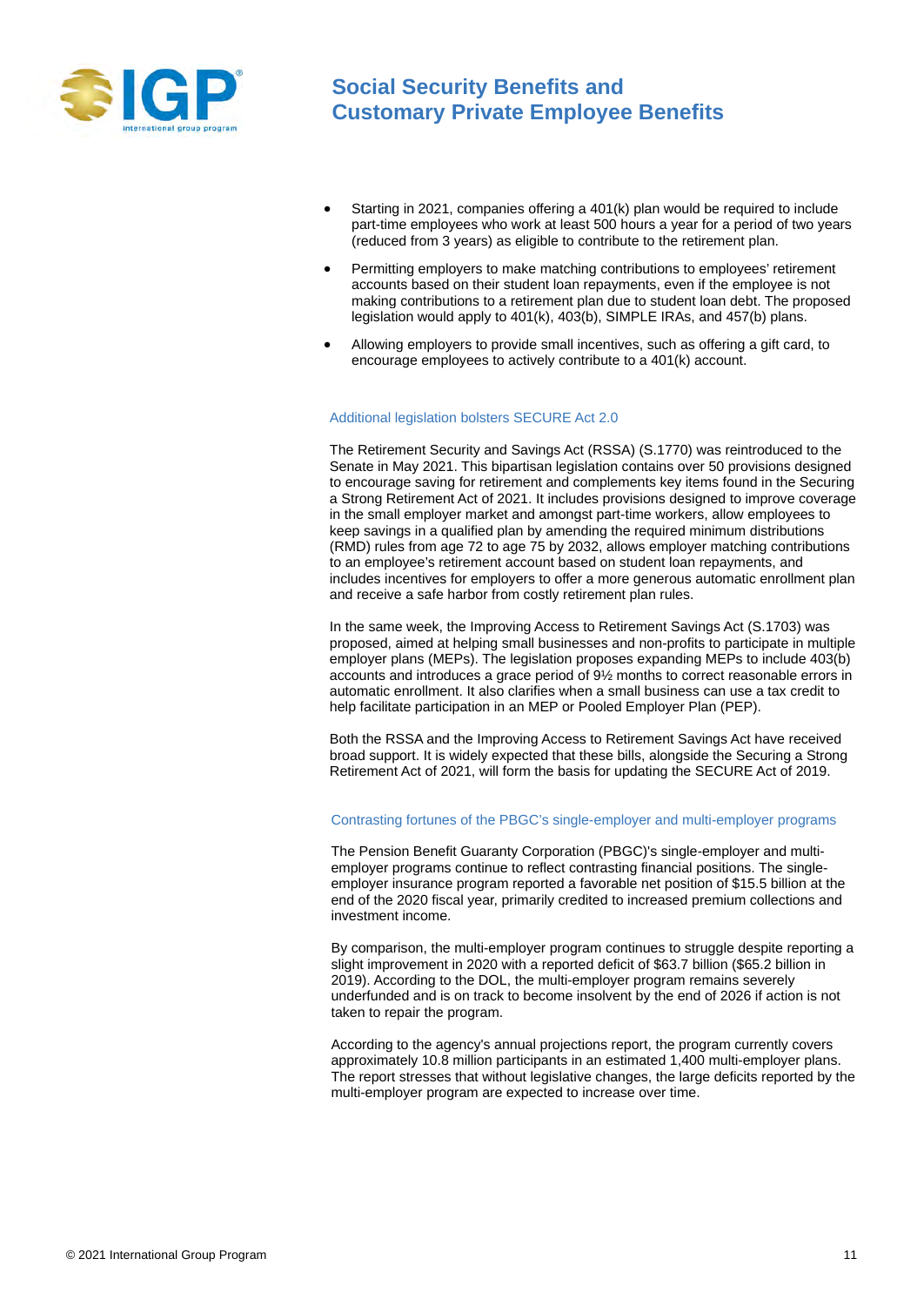- Starting in 2021, companies offering a 401(k) plan would be required to include part-time employees who work at least 500 hours a year for a period of two years (reduced from 3 years) as eligible to contribute to the retirement plan.
- Permitting employers to make matching contributions to employees' retirement accounts based on their student loan repayments, even if the employee is not making contributions to a retirement plan due to student loan debt. The proposed legislation would apply to 401(k), 403(b), SIMPLE IRAs, and 457(b) plans.
- Allowing employers to provide small incentives, such as offering a gift card, to encourage employees to actively contribute to a 401(k) account.

### Additional legislation bolsters SECURE Act 2.0

The Retirement Security and Savings Act (RSSA) (S.1770) was reintroduced to the Senate in May 2021. This bipartisan legislation contains over 50 provisions designed to encourage saving for retirement and complements key items found in the Securing a Strong Retirement Act of 2021. It includes provisions designed to improve coverage in the small employer market and amongst part-time workers, allow employees to keep savings in a qualified plan by amending the required minimum distributions (RMD) rules from age 72 to age 75 by 2032, allows employer matching contributions to an employee's retirement account based on student loan repayments, and includes incentives for employers to offer a more generous automatic enrollment plan and receive a safe harbor from costly retirement plan rules.

In the same week, the Improving Access to Retirement Savings Act (S.1703) was proposed, aimed at helping small businesses and non-profits to participate in multiple employer plans (MEPs). The legislation proposes expanding MEPs to include 403(b) accounts and introduces a grace period of 9½ months to correct reasonable errors in automatic enrollment. It also clarifies when a small business can use a tax credit to help facilitate participation in an MEP or Pooled Employer Plan (PEP).

Both the RSSA and the Improving Access to Retirement Savings Act have received broad support. It is widely expected that these bills, alongside the Securing a Strong Retirement Act of 2021, will form the basis for updating the SECURE Act of 2019.

### Contrasting fortunes of the PBGC's single-employer and multi-employer programs

The Pension Benefit Guaranty Corporation (PBGC)'s single-employer and multi-employer programs continue to reflect contrasting financial positions. The single-employer insurance program reported a favorable net position of $15.5 billion at the end of the 2020 fiscal year, primarily credited to increased premium collections and investment income.

By comparison, the multi-employer program continues to struggle despite reporting a slight improvement in 2020 with a reported deficit of $63.7 billion ($65.2 billion in 2019). According to the DOL, the multi-employer program remains severely underfunded and is on track to become insolvent by the end of 2026 if action is not taken to repair the program.

According to the agency's annual projections report, the program currently covers approximately 10.8 million participants in an estimated 1,400 multi-employer plans. The report stresses that without legislative changes, the large deficits reported by the multi-employer program are expected to increase over time.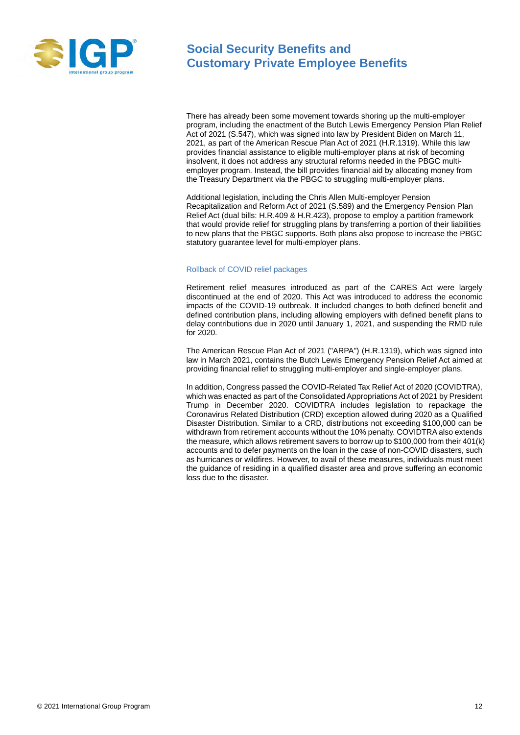There has already been some movement towards shoring up the multi-employer program, including the enactment of the Butch Lewis Emergency Pension Plan Relief Act of 2021 (S.547), which was signed into law by President Biden on March 11, 2021, as part of the American Rescue Plan Act of 2021 (H.R.1319). While this law provides financial assistance to eligible multi-employer plans at risk of becoming insolvent, it does not address any structural reforms needed in the PBGC multi-employer program. Instead, the bill provides financial aid by allocating money from the Treasury Department via the PBGC to struggling multi-employer plans.

Additional legislation, including the Chris Allen Multi-employer Pension Recapitalization and Reform Act of 2021 (S.589) and the Emergency Pension Plan Relief Act (dual bills: H.R.409 & H.R.423), propose to employ a partition framework that would provide relief for struggling plans by transferring a portion of their liabilities to new plans that the PBGC supports. Both plans also propose to increase the PBGC statutory guarantee level for multi-employer plans.

### Rollback of COVID relief packages

Retirement relief measures introduced as part of the CARES Act were largely discontinued at the end of 2020. This Act was introduced to address the economic impacts of the COVID-19 outbreak. It included changes to both defined benefit and defined contribution plans, including allowing employers with defined benefit plans to delay contributions due in 2020 until January 1, 2021, and suspending the RMD rule for 2020.

The American Rescue Plan Act of 2021 ("ARPA") (H.R.1319), which was signed into law in March 2021, contains the Butch Lewis Emergency Pension Relief Act aimed at providing financial relief to struggling multi-employer and single-employer plans.

In addition, Congress passed the COVID-Related Tax Relief Act of 2020 (COVIDTRA), which was enacted as part of the Consolidated Appropriations Act of 2021 by President Trump in December 2020. COVIDTRA includes legislation to repackage the Coronavirus Related Distribution (CRD) exception allowed during 2020 as a Qualified Disaster Distribution. Similar to a CRD, distributions not exceeding $100,000 can be withdrawn from retirement accounts without the 10% penalty. COVIDTRA also extends the measure, which allows retirement savers to borrow up to $100,000 from their 401(k) accounts and to defer payments on the loan in the case of non-COVID disasters, such as hurricanes or wildfires. However, to avail of these measures, individuals must meet the guidance of residing in a qualified disaster area and prove suffering an economic loss due to the disaster.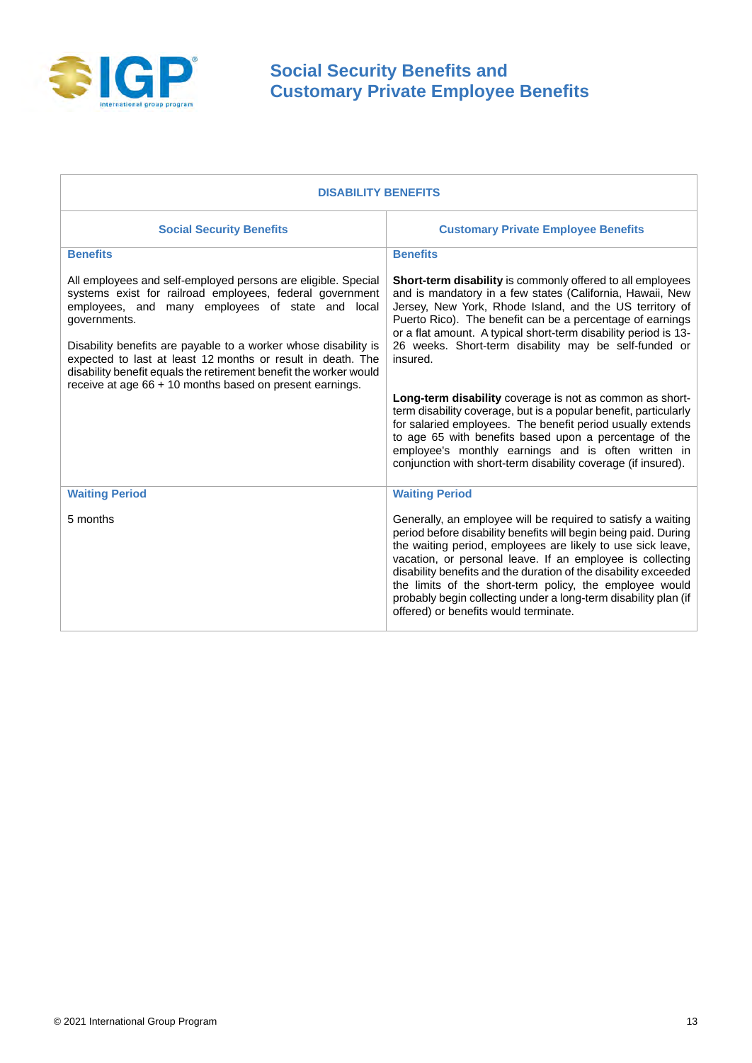| DISABILITY BENEFITS | |
|---|---|
| **Social Security Benefits** | **Customary Private Employee Benefits** |
| **Benefits**<br><br>All employees and self-employed persons are eligible. Special systems exist for railroad employees, federal government employees, and many employees of state and local governments.<br><br>Disability benefits are payable to a worker whose disability is expected to last at least 12 months or result in death. The disability benefit equals the retirement benefit the worker would receive at age 66 + 10 months based on present earnings. | **Benefits**<br><br>**Short-term disability** is commonly offered to all employees and is mandatory in a few states (California, Hawaii, New Jersey, New York, Rhode Island, and the US territory of Puerto Rico). The benefit can be a percentage of earnings or a flat amount. A typical short-term disability period is 13-26 weeks. Short-term disability may be self-funded or insured.<br><br>**Long-term disability** coverage is not as common as short-term disability coverage, but is a popular benefit, particularly for salaried employees. The benefit period usually extends to age 65 with benefits based upon a percentage of the employee's monthly earnings and is often written in conjunction with short-term disability coverage (if insured). |
| **Waiting Period**<br><br>5 months | **Waiting Period**<br><br>Generally, an employee will be required to satisfy a waiting period before disability benefits will begin being paid. During the waiting period, employees are likely to use sick leave, vacation, or personal leave. If an employee is collecting disability benefits and the duration of the disability exceeded the limits of the short-term policy, the employee would probably begin collecting under a long-term disability plan (if offered) or benefits would terminate. |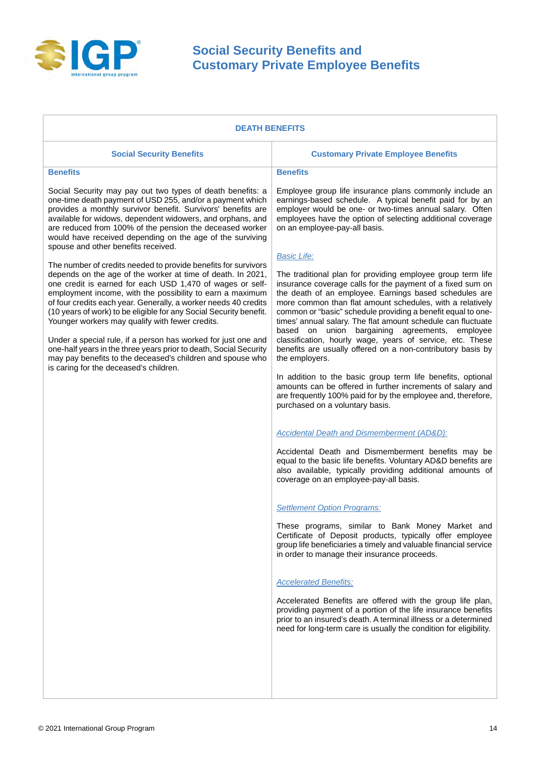# Social Security Benefits and Customary Private Employee Benefits

## DEATH BENEFITS

### Social Security Benefits

**Benefits**

Social Security may pay out two types of death benefits: a one-time death payment of USD 255, and/or a payment which provides a monthly survivor benefit. Survivors' benefits are available for widows, dependent widowers, and orphans, and are reduced from 100% of the pension the deceased worker would have received depending on the age of the surviving spouse and other benefits received.

The number of credits needed to provide benefits for survivors depends on the age of the worker at time of death. In 2021, one credit is earned for each USD 1,470 of wages or self-employment income, with the possibility to earn a maximum of four credits each year. Generally, a worker needs 40 credits (10 years of work) to be eligible for any Social Security benefit. Younger workers may qualify with fewer credits.

Under a special rule, if a person has worked for just one and one-half years in the three years prior to death, Social Security may pay benefits to the deceased's children and spouse who is caring for the deceased's children.

### Customary Private Employee Benefits

**Benefits**

Employee group life insurance plans commonly include an earnings-based schedule. A typical benefit paid for by an employer would be one- or two-times annual salary. Often employees have the option of selecting additional coverage on an employee-pay-all basis.

*Basic Life:*

The traditional plan for providing employee group term life insurance coverage calls for the payment of a fixed sum on the death of an employee. Earnings based schedules are more common than flat amount schedules, with a relatively common or "basic" schedule providing a benefit equal to one-times' annual salary. The flat amount schedule can fluctuate based on union bargaining agreements, employee classification, hourly wage, years of service, etc. These benefits are usually offered on a non-contributory basis by the employers.

In addition to the basic group term life benefits, optional amounts can be offered in further increments of salary and are frequently 100% paid for by the employee and, therefore, purchased on a voluntary basis.

*Accidental Death and Dismemberment (AD&D):*

Accidental Death and Dismemberment benefits may be equal to the basic life benefits. Voluntary AD&D benefits are also available, typically providing additional amounts of coverage on an employee-pay-all basis.

*Settlement Option Programs:*

These programs, similar to Bank Money Market and Certificate of Deposit products, typically offer employee group life beneficiaries a timely and valuable financial service in order to manage their insurance proceeds.

*Accelerated Benefits:*

Accelerated Benefits are offered with the group life plan, providing payment of a portion of the life insurance benefits prior to an insured's death. A terminal illness or a determined need for long-term care is usually the condition for eligibility.

© 2021 International Group Program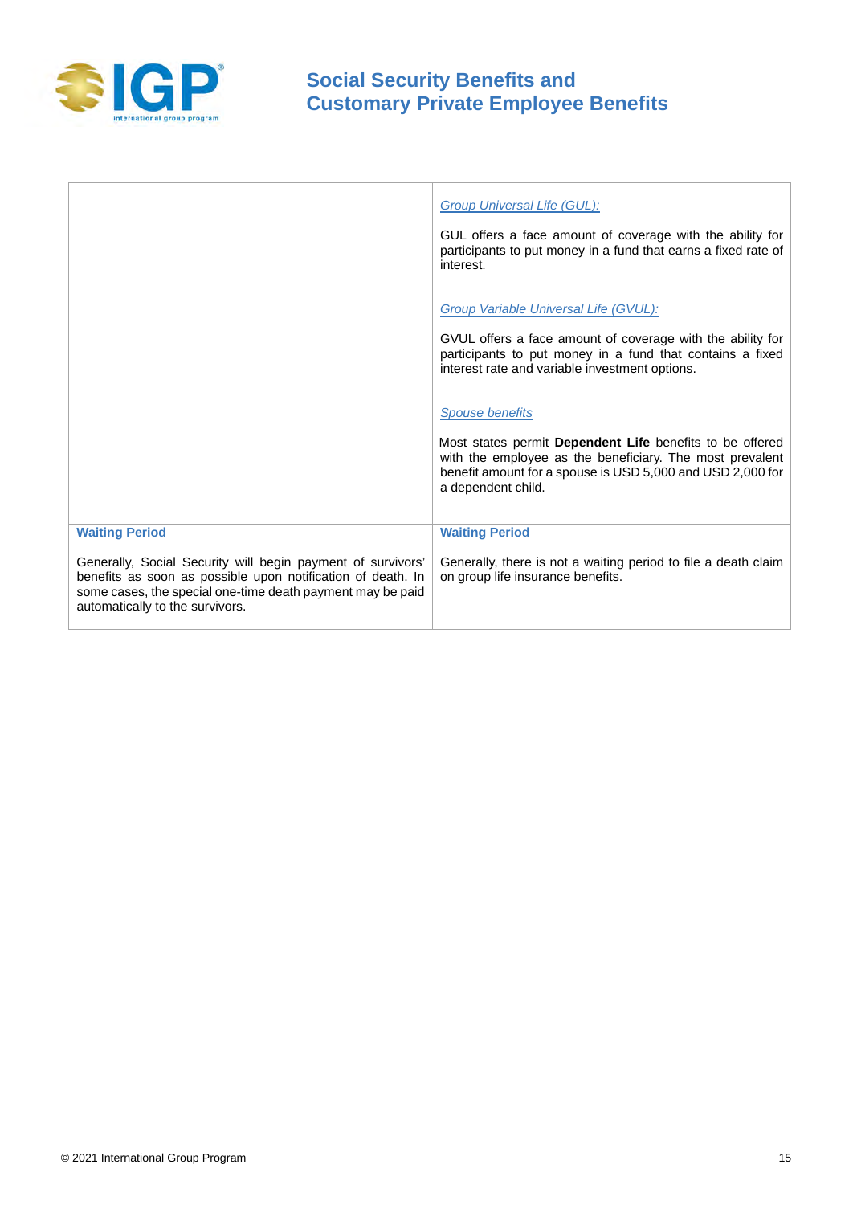| | |
|---|---|
| | *Group Universal Life (GUL):*<br><br>GUL offers a face amount of coverage with the ability for participants to put money in a fund that earns a fixed rate of interest.<br><br>*Group Variable Universal Life (GVUL):*<br><br>GVUL offers a face amount of coverage with the ability for participants to put money in a fund that contains a fixed interest rate and variable investment options.<br><br>*Spouse benefits*<br><br>Most states permit **Dependent Life** benefits to be offered with the employee as the beneficiary. The most prevalent benefit amount for a spouse is USD 5,000 and USD 2,000 for a dependent child. |
| **Waiting Period**<br><br>Generally, Social Security will begin payment of survivors' benefits as soon as possible upon notification of death. In some cases, the special one-time death payment may be paid automatically to the survivors. | **Waiting Period**<br><br>Generally, there is not a waiting period to file a death claim on group life insurance benefits. |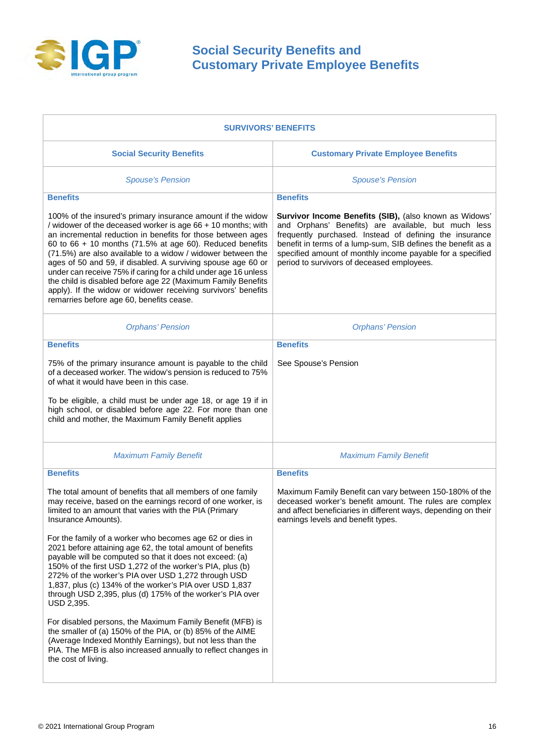# Social Security Benefits and Customary Private Employee Benefits

| SURVIVORS' BENEFITS | |
|---|---|
| **Social Security Benefits** | **Customary Private Employee Benefits** |
| *Spouse's Pension* | *Spouse's Pension* |
| **Benefits**<br><br>100% of the insured's primary insurance amount if the widow / widower of the deceased worker is age 66 + 10 months; with an incremental reduction in benefits for those between ages 60 to 66 + 10 months (71.5% at age 60). Reduced benefits (71.5%) are also available to a widow / widower between the ages of 50 and 59, if disabled. A surviving spouse age 60 or under can receive 75% if caring for a child under age 16 unless the child is disabled before age 22 (Maximum Family Benefits apply). If the widow or widower receiving survivors' benefits remarries before age 60, benefits cease. | **Benefits**<br><br>**Survivor Income Benefits (SIB),** (also known as Widows' and Orphans' Benefits) are available, but much less frequently purchased. Instead of defining the insurance benefit in terms of a lump-sum, SIB defines the benefit as a specified amount of monthly income payable for a specified period to survivors of deceased employees. |
| *Orphans' Pension* | *Orphans' Pension* |
| **Benefits**<br><br>75% of the primary insurance amount is payable to the child of a deceased worker. The widow's pension is reduced to 75% of what it would have been in this case.<br><br>To be eligible, a child must be under age 18, or age 19 if in high school, or disabled before age 22. For more than one child and mother, the Maximum Family Benefit applies | **Benefits**<br><br>See Spouse's Pension |
| *Maximum Family Benefit* | *Maximum Family Benefit* |
| **Benefits**<br><br>The total amount of benefits that all members of one family may receive, based on the earnings record of one worker, is limited to an amount that varies with the PIA (Primary Insurance Amounts).<br><br>For the family of a worker who becomes age 62 or dies in 2021 before attaining age 62, the total amount of benefits payable will be computed so that it does not exceed: (a) 150% of the first USD 1,272 of the worker's PIA, plus (b) 272% of the worker's PIA over USD 1,272 through USD 1,837, plus (c) 134% of the worker's PIA over USD 1,837 through USD 2,395, plus (d) 175% of the worker's PIA over USD 2,395.<br><br>For disabled persons, the Maximum Family Benefit (MFB) is the smaller of (a) 150% of the PIA, or (b) 85% of the AIME (Average Indexed Monthly Earnings), but not less than the PIA. The MFB is also increased annually to reflect changes in the cost of living. | **Benefits**<br><br>Maximum Family Benefit can vary between 150-180% of the deceased worker's benefit amount. The rules are complex and affect beneficiaries in different ways, depending on their earnings levels and benefit types. |

© 2021 International Group Program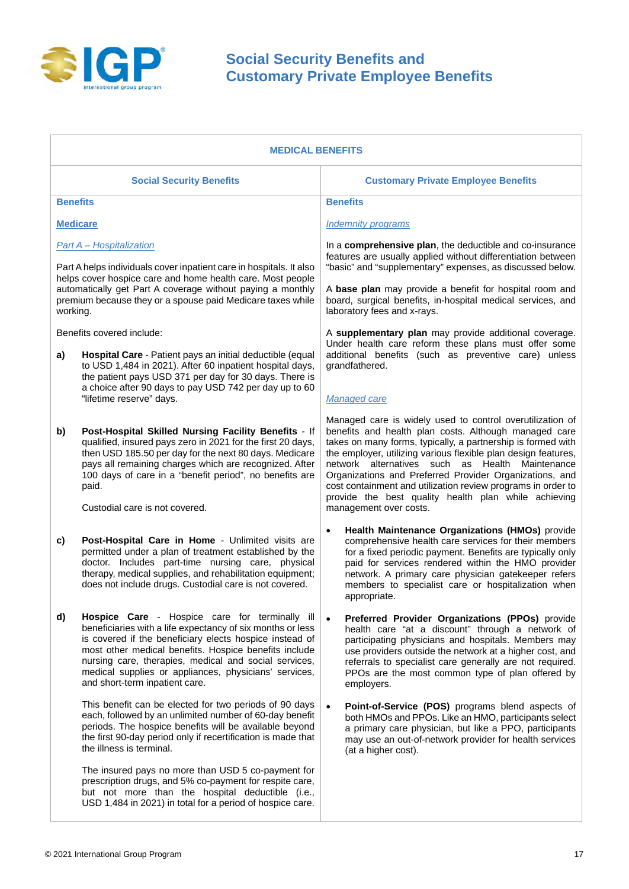# Social Security Benefits and Customary Private Employee Benefits

## MEDICAL BENEFITS

### Social Security Benefits

**Benefits**

**Medicare**

*Part A – Hospitalization*

Part A helps individuals cover inpatient care in hospitals. It also helps cover hospice care and home health care. Most people automatically get Part A coverage without paying a monthly premium because they or a spouse paid Medicare taxes while working.

Benefits covered include:

a) **Hospital Care** - Patient pays an initial deductible (equal to USD 1,484 in 2021). After 60 inpatient hospital days, the patient pays USD 371 per day for 30 days. There is a choice after 90 days to pay USD 742 per day up to 60 "lifetime reserve" days.

b) **Post-Hospital Skilled Nursing Facility Benefits** - If qualified, insured pays zero in 2021 for the first 20 days, then USD 185.50 per day for the next 80 days. Medicare pays all remaining charges which are recognized. After 100 days of care in a "benefit period", no benefits are paid.

   Custodial care is not covered.

c) **Post-Hospital Care in Home** - Unlimited visits are permitted under a plan of treatment established by the doctor. Includes part-time nursing care, physical therapy, medical supplies, and rehabilitation equipment; does not include drugs. Custodial care is not covered.

d) **Hospice Care** - Hospice care for terminally ill beneficiaries with a life expectancy of six months or less is covered if the beneficiary elects hospice instead of most other medical benefits. Hospice benefits include nursing care, therapies, medical and social services, medical supplies or appliances, physicians' services, and short-term inpatient care.

   This benefit can be elected for two periods of 90 days each, followed by an unlimited number of 60-day benefit periods. The hospice benefits will be available beyond the first 90-day period only if recertification is made that the illness is terminal.

   The insured pays no more than USD 5 co-payment for prescription drugs, and 5% co-payment for respite care, but not more than the hospital deductible (i.e., USD 1,484 in 2021) in total for a period of hospice care.

### Customary Private Employee Benefits

**Benefits**

*Indemnity programs*

In a **comprehensive plan**, the deductible and co-insurance features are usually applied without differentiation between "basic" and "supplementary" expenses, as discussed below.

A **base plan** may provide a benefit for hospital room and board, surgical benefits, in-hospital medical services, and laboratory fees and x-rays.

A **supplementary plan** may provide additional coverage. Under health care reform these plans must offer some additional benefits (such as preventive care) unless grandfathered.

*Managed care*

Managed care is widely used to control overutilization of benefits and health plan costs. Although managed care takes on many forms, typically, a partnership is formed with the employer, utilizing various flexible plan design features, network alternatives such as Health Maintenance Organizations and Preferred Provider Organizations, and cost containment and utilization review programs in order to provide the best quality health plan while achieving management over costs.

- **Health Maintenance Organizations (HMOs)** provide comprehensive health care services for their members for a fixed periodic payment. Benefits are typically only paid for services rendered within the HMO provider network. A primary care physician gatekeeper refers members to specialist care or hospitalization when appropriate.
- **Preferred Provider Organizations (PPOs)** provide health care "at a discount" through a network of participating physicians and hospitals. Members may use providers outside the network at a higher cost, and referrals to specialist care generally are not required. PPOs are the most common type of plan offered by employers.
- **Point-of-Service (POS)** programs blend aspects of both HMOs and PPOs. Like an HMO, participants select a primary care physician, but like a PPO, participants may use an out-of-network provider for health services (at a higher cost).

© 2021 International Group Program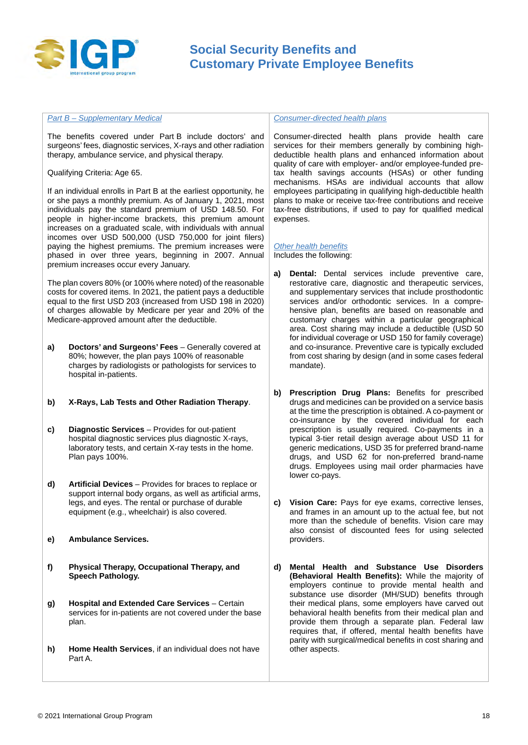*Part B – Supplementary Medical*

The benefits covered under Part B include doctors' and surgeons' fees, diagnostic services, X-rays and other radiation therapy, ambulance service, and physical therapy.

Qualifying Criteria: Age 65.

If an individual enrolls in Part B at the earliest opportunity, he or she pays a monthly premium. As of January 1, 2021, most individuals pay the standard premium of USD 148.50. For people in higher-income brackets, this premium amount increases on a graduated scale, with individuals with annual incomes over USD 500,000 (USD 750,000 for joint filers) paying the highest premiums. The premium increases were phased in over three years, beginning in 2007. Annual premium increases occur every January.

The plan covers 80% (or 100% where noted) of the reasonable costs for covered items. In 2021, the patient pays a deductible equal to the first USD 203 (increased from USD 198 in 2020) of charges allowable by Medicare per year and 20% of the Medicare-approved amount after the deductible.

a) **Doctors' and Surgeons' Fees** – Generally covered at 80%; however, the plan pays 100% of reasonable charges by radiologists or pathologists for services to hospital in-patients.

b) **X-Rays, Lab Tests and Other Radiation Therapy**.

c) **Diagnostic Services** – Provides for out-patient hospital diagnostic services plus diagnostic X-rays, laboratory tests, and certain X-ray tests in the home. Plan pays 100%.

d) **Artificial Devices** – Provides for braces to replace or support internal body organs, as well as artificial arms, legs, and eyes. The rental or purchase of durable equipment (e.g., wheelchair) is also covered.

e) **Ambulance Services.**

f) **Physical Therapy, Occupational Therapy, and Speech Pathology.**

g) **Hospital and Extended Care Services** – Certain services for in-patients are not covered under the base plan.

h) **Home Health Services**, if an individual does not have Part A.

*Consumer-directed health plans*

Consumer-directed health plans provide health care services for their members generally by combining high-deductible health plans and enhanced information about quality of care with employer- and/or employee-funded pre-tax health savings accounts (HSAs) or other funding mechanisms. HSAs are individual accounts that allow employees participating in qualifying high-deductible health plans to make or receive tax-free contributions and receive tax-free distributions, if used to pay for qualified medical expenses.

*Other health benefits*

Includes the following:

a) **Dental:** Dental services include preventive care, restorative care, diagnostic and therapeutic services, and supplementary services that include prosthodontic services and/or orthodontic services. In a comprehensive plan, benefits are based on reasonable and customary charges within a particular geographical area. Cost sharing may include a deductible (USD 50 for individual coverage or USD 150 for family coverage) and co-insurance. Preventive care is typically excluded from cost sharing by design (and in some cases federal mandate).

b) **Prescription Drug Plans:** Benefits for prescribed drugs and medicines can be provided on a service basis at the time the prescription is obtained. A co-payment or co-insurance by the covered individual for each prescription is usually required. Co-payments in a typical 3-tier retail design average about USD 11 for generic medications, USD 35 for preferred brand-name drugs, and USD 62 for non-preferred brand-name drugs. Employees using mail order pharmacies have lower co-pays.

c) **Vision Care:** Pays for eye exams, corrective lenses, and frames in an amount up to the actual fee, but not more than the schedule of benefits. Vision care may also consist of discounted fees for using selected providers.

d) **Mental Health and Substance Use Disorders (Behavioral Health Benefits):** While the majority of employers continue to provide mental health and substance use disorder (MH/SUD) benefits through their medical plans, some employers have carved out behavioral health benefits from their medical plan and provide them through a separate plan. Federal law requires that, if offered, mental health benefits have parity with surgical/medical benefits in cost sharing and other aspects.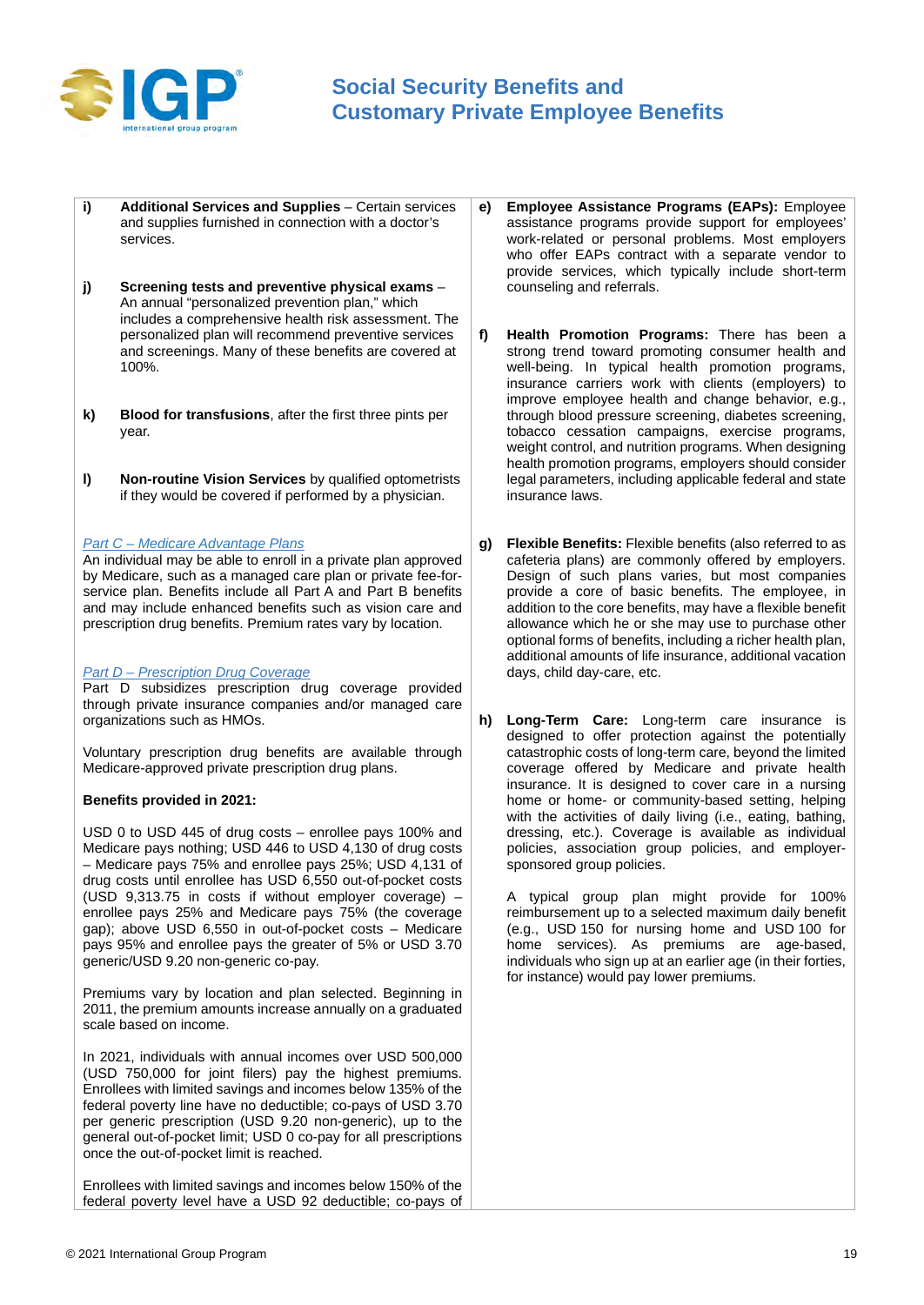**i)** **Additional Services and Supplies** – Certain services and supplies furnished in connection with a doctor's services.

**j)** **Screening tests and preventive physical exams** – An annual "personalized prevention plan," which includes a comprehensive health risk assessment. The personalized plan will recommend preventive services and screenings. Many of these benefits are covered at 100%.

**k)** **Blood for transfusions**, after the first three pints per year.

**l)** **Non-routine Vision Services** by qualified optometrists if they would be covered if performed by a physician.

*Part C – Medicare Advantage Plans*

An individual may be able to enroll in a private plan approved by Medicare, such as a managed care plan or private fee-for-service plan. Benefits include all Part A and Part B benefits and may include enhanced benefits such as vision care and prescription drug benefits. Premium rates vary by location.

*Part D – Prescription Drug Coverage*

Part D subsidizes prescription drug coverage provided through private insurance companies and/or managed care organizations such as HMOs.

Voluntary prescription drug benefits are available through Medicare-approved private prescription drug plans.

**Benefits provided in 2021:**

USD 0 to USD 445 of drug costs – enrollee pays 100% and Medicare pays nothing; USD 446 to USD 4,130 of drug costs – Medicare pays 75% and enrollee pays 25%; USD 4,131 of drug costs until enrollee has USD 6,550 out-of-pocket costs (USD 9,313.75 in costs if without employer coverage) – enrollee pays 25% and Medicare pays 75% (the coverage gap); above USD 6,550 in out-of-pocket costs – Medicare pays 95% and enrollee pays the greater of 5% or USD 3.70 generic/USD 9.20 non-generic co-pay.

Premiums vary by location and plan selected. Beginning in 2011, the premium amounts increase annually on a graduated scale based on income.

In 2021, individuals with annual incomes over USD 500,000 (USD 750,000 for joint filers) pay the highest premiums. Enrollees with limited savings and incomes below 135% of the federal poverty line have no deductible; co-pays of USD 3.70 per generic prescription (USD 9.20 non-generic), up to the general out-of-pocket limit; USD 0 co-pay for all prescriptions once the out-of-pocket limit is reached.

Enrollees with limited savings and incomes below 150% of the federal poverty level have a USD 92 deductible; co-pays of

**e)** **Employee Assistance Programs (EAPs):** Employee assistance programs provide support for employees' work-related or personal problems. Most employers who offer EAPs contract with a separate vendor to provide services, which typically include short-term counseling and referrals.

**f)** **Health Promotion Programs:** There has been a strong trend toward promoting consumer health and well-being. In typical health promotion programs, insurance carriers work with clients (employers) to improve employee health and change behavior, e.g., through blood pressure screening, diabetes screening, tobacco cessation campaigns, exercise programs, weight control, and nutrition programs. When designing health promotion programs, employers should consider legal parameters, including applicable federal and state insurance laws.

**g)** **Flexible Benefits:** Flexible benefits (also referred to as cafeteria plans) are commonly offered by employers. Design of such plans varies, but most companies provide a core of basic benefits. The employee, in addition to the core benefits, may have a flexible benefit allowance which he or she may use to purchase other optional forms of benefits, including a richer health plan, additional amounts of life insurance, additional vacation days, child day-care, etc.

**h)** **Long-Term Care:** Long-term care insurance is designed to offer protection against the potentially catastrophic costs of long-term care, beyond the limited coverage offered by Medicare and private health insurance. It is designed to cover care in a nursing home or home- or community-based setting, helping with the activities of daily living (i.e., eating, bathing, dressing, etc.). Coverage is available as individual policies, association group policies, and employer-sponsored group policies.

A typical group plan might provide for 100% reimbursement up to a selected maximum daily benefit (e.g., USD 150 for nursing home and USD 100 for home services). As premiums are age-based, individuals who sign up at an earlier age (in their forties, for instance) would pay lower premiums.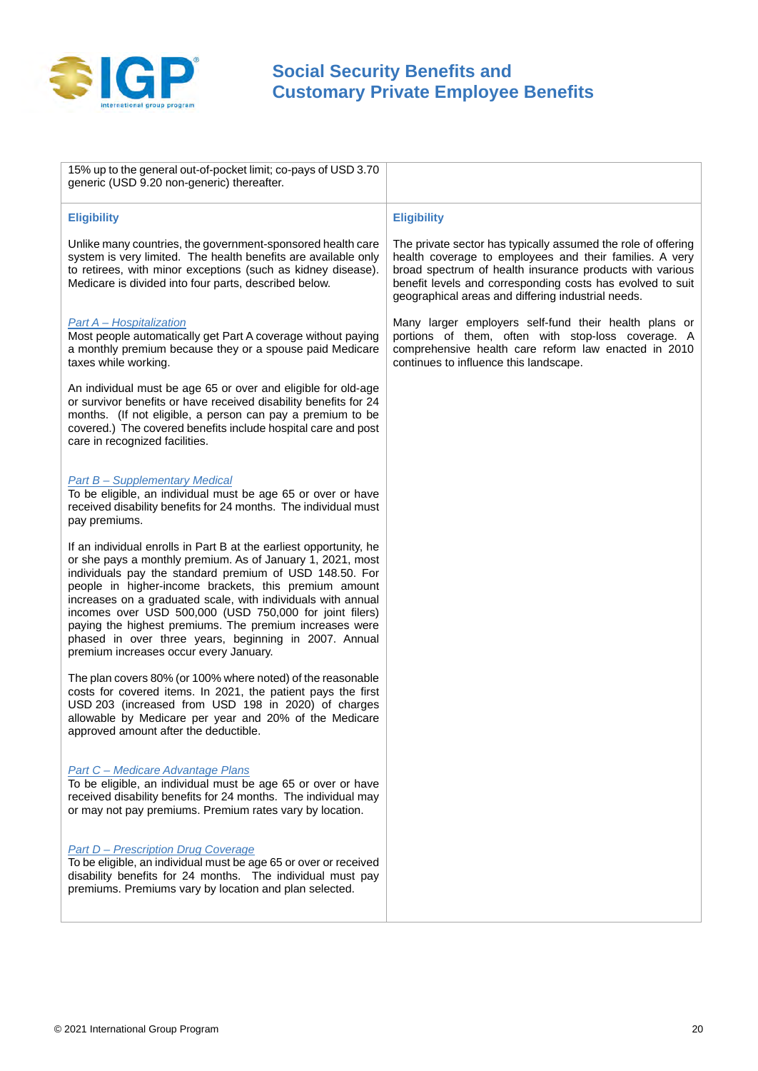15% up to the general out-of-pocket limit; co-pays of USD 3.70 generic (USD 9.20 non-generic) thereafter.

### Eligibility

Unlike many countries, the government-sponsored health care system is very limited. The health benefits are available only to retirees, with minor exceptions (such as kidney disease). Medicare is divided into four parts, described below.

*Part A – Hospitalization*
Most people automatically get Part A coverage without paying a monthly premium because they or a spouse paid Medicare taxes while working.

An individual must be age 65 or over and eligible for old-age or survivor benefits or have received disability benefits for 24 months. (If not eligible, a person can pay a premium to be covered.) The covered benefits include hospital care and post care in recognized facilities.

*Part B – Supplementary Medical*
To be eligible, an individual must be age 65 or over or have received disability benefits for 24 months. The individual must pay premiums.

If an individual enrolls in Part B at the earliest opportunity, he or she pays a monthly premium. As of January 1, 2021, most individuals pay the standard premium of USD 148.50. For people in higher-income brackets, this premium amount increases on a graduated scale, with individuals with annual incomes over USD 500,000 (USD 750,000 for joint filers) paying the highest premiums. The premium increases were phased in over three years, beginning in 2007. Annual premium increases occur every January.

The plan covers 80% (or 100% where noted) of the reasonable costs for covered items. In 2021, the patient pays the first USD 203 (increased from USD 198 in 2020) of charges allowable by Medicare per year and 20% of the Medicare approved amount after the deductible.

*Part C – Medicare Advantage Plans*
To be eligible, an individual must be age 65 or over or have received disability benefits for 24 months. The individual may or may not pay premiums. Premium rates vary by location.

*Part D – Prescription Drug Coverage*
To be eligible, an individual must be age 65 or over or received disability benefits for 24 months. The individual must pay premiums. Premiums vary by location and plan selected.

### Eligibility

The private sector has typically assumed the role of offering health coverage to employees and their families. A very broad spectrum of health insurance products with various benefit levels and corresponding costs has evolved to suit geographical areas and differing industrial needs.

Many larger employers self-fund their health plans or portions of them, often with stop-loss coverage. A comprehensive health care reform law enacted in 2010 continues to influence this landscape.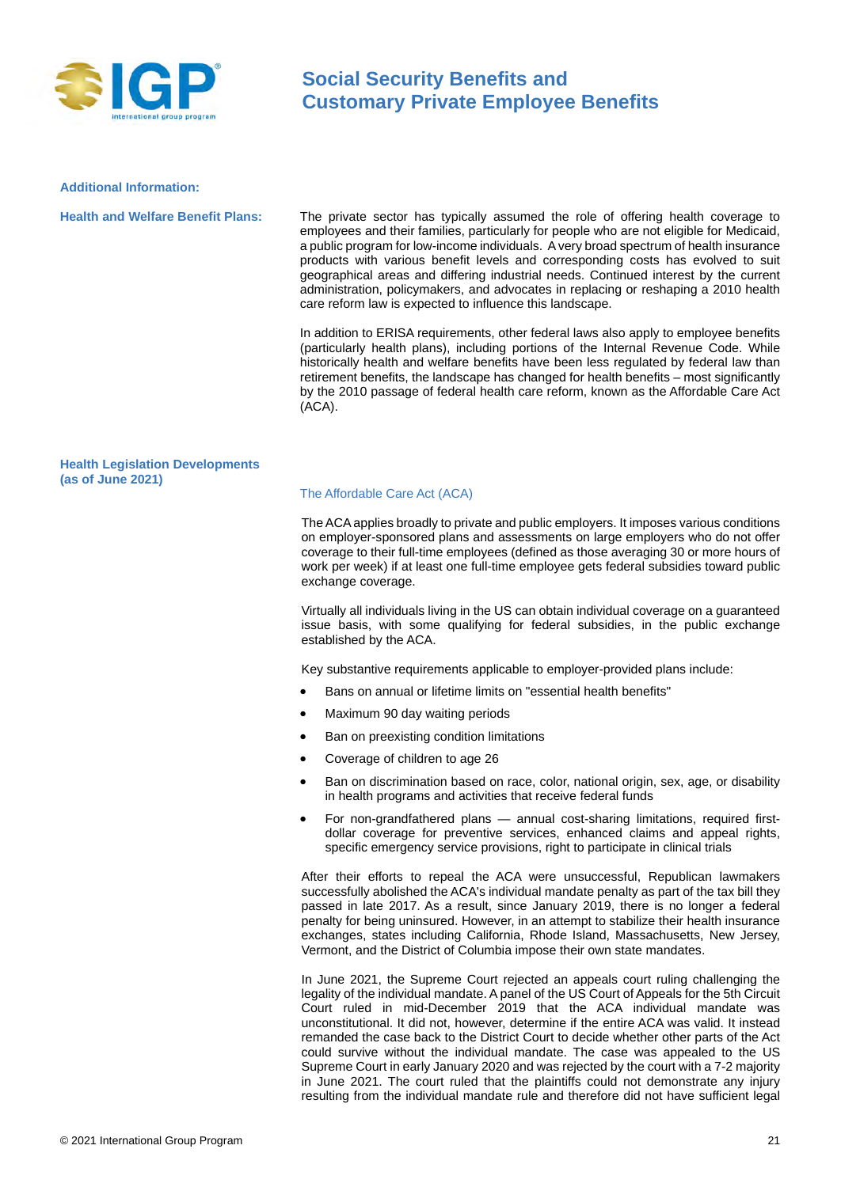## Additional Information:

### Health and Welfare Benefit Plans:

The private sector has typically assumed the role of offering health coverage to employees and their families, particularly for people who are not eligible for Medicaid, a public program for low-income individuals. A very broad spectrum of health insurance products with various benefit levels and corresponding costs has evolved to suit geographical areas and differing industrial needs. Continued interest by the current administration, policymakers, and advocates in replacing or reshaping a 2010 health care reform law is expected to influence this landscape.

In addition to ERISA requirements, other federal laws also apply to employee benefits (particularly health plans), including portions of the Internal Revenue Code. While historically health and welfare benefits have been less regulated by federal law than retirement benefits, the landscape has changed for health benefits – most significantly by the 2010 passage of federal health care reform, known as the Affordable Care Act (ACA).

### Health Legislation Developments (as of June 2021)

#### The Affordable Care Act (ACA)

The ACA applies broadly to private and public employers. It imposes various conditions on employer-sponsored plans and assessments on large employers who do not offer coverage to their full-time employees (defined as those averaging 30 or more hours of work per week) if at least one full-time employee gets federal subsidies toward public exchange coverage.

Virtually all individuals living in the US can obtain individual coverage on a guaranteed issue basis, with some qualifying for federal subsidies, in the public exchange established by the ACA.

Key substantive requirements applicable to employer-provided plans include:

- Bans on annual or lifetime limits on "essential health benefits"
- Maximum 90 day waiting periods
- Ban on preexisting condition limitations
- Coverage of children to age 26
- Ban on discrimination based on race, color, national origin, sex, age, or disability in health programs and activities that receive federal funds
- For non-grandfathered plans — annual cost-sharing limitations, required first-dollar coverage for preventive services, enhanced claims and appeal rights, specific emergency service provisions, right to participate in clinical trials

After their efforts to repeal the ACA were unsuccessful, Republican lawmakers successfully abolished the ACA's individual mandate penalty as part of the tax bill they passed in late 2017. As a result, since January 2019, there is no longer a federal penalty for being uninsured. However, in an attempt to stabilize their health insurance exchanges, states including California, Rhode Island, Massachusetts, New Jersey, Vermont, and the District of Columbia impose their own state mandates.

In June 2021, the Supreme Court rejected an appeals court ruling challenging the legality of the individual mandate. A panel of the US Court of Appeals for the 5th Circuit Court ruled in mid-December 2019 that the ACA individual mandate was unconstitutional. It did not, however, determine if the entire ACA was valid. It instead remanded the case back to the District Court to decide whether other parts of the Act could survive without the individual mandate. The case was appealed to the US Supreme Court in early January 2020 and was rejected by the court with a 7-2 majority in June 2021. The court ruled that the plaintiffs could not demonstrate any injury resulting from the individual mandate rule and therefore did not have sufficient legal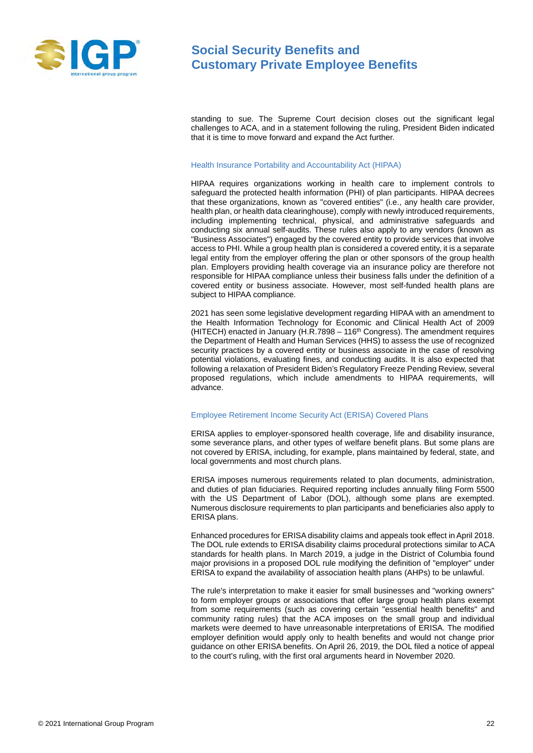standing to sue. The Supreme Court decision closes out the significant legal challenges to ACA, and in a statement following the ruling, President Biden indicated that it is time to move forward and expand the Act further.

### Health Insurance Portability and Accountability Act (HIPAA)

HIPAA requires organizations working in health care to implement controls to safeguard the protected health information (PHI) of plan participants. HIPAA decrees that these organizations, known as "covered entities" (i.e., any health care provider, health plan, or health data clearinghouse), comply with newly introduced requirements, including implementing technical, physical, and administrative safeguards and conducting six annual self-audits. These rules also apply to any vendors (known as "Business Associates") engaged by the covered entity to provide services that involve access to PHI. While a group health plan is considered a covered entity, it is a separate legal entity from the employer offering the plan or other sponsors of the group health plan. Employers providing health coverage via an insurance policy are therefore not responsible for HIPAA compliance unless their business falls under the definition of a covered entity or business associate. However, most self-funded health plans are subject to HIPAA compliance.

2021 has seen some legislative development regarding HIPAA with an amendment to the Health Information Technology for Economic and Clinical Health Act of 2009 (HITECH) enacted in January (H.R.7898 – 116th Congress). The amendment requires the Department of Health and Human Services (HHS) to assess the use of recognized security practices by a covered entity or business associate in the case of resolving potential violations, evaluating fines, and conducting audits. It is also expected that following a relaxation of President Biden's Regulatory Freeze Pending Review, several proposed regulations, which include amendments to HIPAA requirements, will advance.

### Employee Retirement Income Security Act (ERISA) Covered Plans

ERISA applies to employer-sponsored health coverage, life and disability insurance, some severance plans, and other types of welfare benefit plans. But some plans are not covered by ERISA, including, for example, plans maintained by federal, state, and local governments and most church plans.

ERISA imposes numerous requirements related to plan documents, administration, and duties of plan fiduciaries. Required reporting includes annually filing Form 5500 with the US Department of Labor (DOL), although some plans are exempted. Numerous disclosure requirements to plan participants and beneficiaries also apply to ERISA plans.

Enhanced procedures for ERISA disability claims and appeals took effect in April 2018. The DOL rule extends to ERISA disability claims procedural protections similar to ACA standards for health plans. In March 2019, a judge in the District of Columbia found major provisions in a proposed DOL rule modifying the definition of "employer" under ERISA to expand the availability of association health plans (AHPs) to be unlawful.

The rule's interpretation to make it easier for small businesses and "working owners" to form employer groups or associations that offer large group health plans exempt from some requirements (such as covering certain "essential health benefits" and community rating rules) that the ACA imposes on the small group and individual markets were deemed to have unreasonable interpretations of ERISA. The modified employer definition would apply only to health benefits and would not change prior guidance on other ERISA benefits. On April 26, 2019, the DOL filed a notice of appeal to the court's ruling, with the first oral arguments heard in November 2020.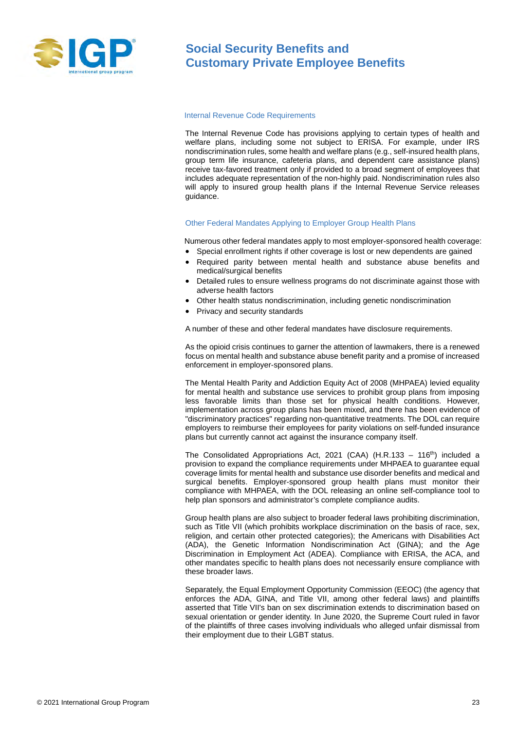# Social Security Benefits and Customary Private Employee Benefits

### Internal Revenue Code Requirements

The Internal Revenue Code has provisions applying to certain types of health and welfare plans, including some not subject to ERISA. For example, under IRS nondiscrimination rules, some health and welfare plans (e.g., self-insured health plans, group term life insurance, cafeteria plans, and dependent care assistance plans) receive tax-favored treatment only if provided to a broad segment of employees that includes adequate representation of the non-highly paid. Nondiscrimination rules also will apply to insured group health plans if the Internal Revenue Service releases guidance.

### Other Federal Mandates Applying to Employer Group Health Plans

Numerous other federal mandates apply to most employer-sponsored health coverage:

- Special enrollment rights if other coverage is lost or new dependents are gained
- Required parity between mental health and substance abuse benefits and medical/surgical benefits
- Detailed rules to ensure wellness programs do not discriminate against those with adverse health factors
- Other health status nondiscrimination, including genetic nondiscrimination
- Privacy and security standards

A number of these and other federal mandates have disclosure requirements.

As the opioid crisis continues to garner the attention of lawmakers, there is a renewed focus on mental health and substance abuse benefit parity and a promise of increased enforcement in employer-sponsored plans.

The Mental Health Parity and Addiction Equity Act of 2008 (MHPAEA) levied equality for mental health and substance use services to prohibit group plans from imposing less favorable limits than those set for physical health conditions. However, implementation across group plans has been mixed, and there has been evidence of "discriminatory practices" regarding non-quantitative treatments. The DOL can require employers to reimburse their employees for parity violations on self-funded insurance plans but currently cannot act against the insurance company itself.

The Consolidated Appropriations Act, 2021 (CAA) (H.R.133 – 116th) included a provision to expand the compliance requirements under MHPAEA to guarantee equal coverage limits for mental health and substance use disorder benefits and medical and surgical benefits. Employer-sponsored group health plans must monitor their compliance with MHPAEA, with the DOL releasing an online self-compliance tool to help plan sponsors and administrator's complete compliance audits.

Group health plans are also subject to broader federal laws prohibiting discrimination, such as Title VII (which prohibits workplace discrimination on the basis of race, sex, religion, and certain other protected categories); the Americans with Disabilities Act (ADA), the Genetic Information Nondiscrimination Act (GINA); and the Age Discrimination in Employment Act (ADEA). Compliance with ERISA, the ACA, and other mandates specific to health plans does not necessarily ensure compliance with these broader laws.

Separately, the Equal Employment Opportunity Commission (EEOC) (the agency that enforces the ADA, GINA, and Title VII, among other federal laws) and plaintiffs asserted that Title VII's ban on sex discrimination extends to discrimination based on sexual orientation or gender identity. In June 2020, the Supreme Court ruled in favor of the plaintiffs of three cases involving individuals who alleged unfair dismissal from their employment due to their LGBT status.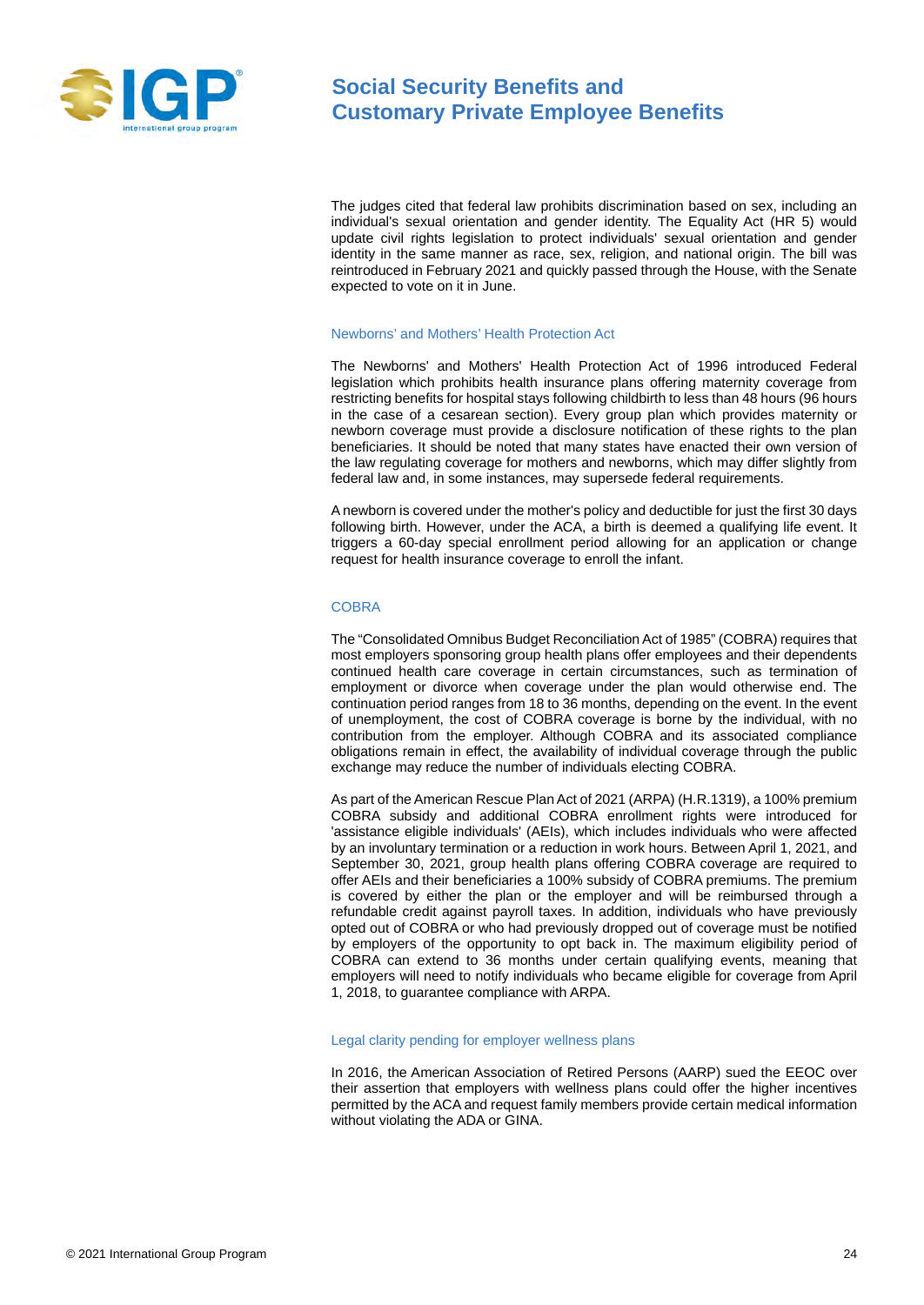The judges cited that federal law prohibits discrimination based on sex, including an individual's sexual orientation and gender identity. The Equality Act (HR 5) would update civil rights legislation to protect individuals' sexual orientation and gender identity in the same manner as race, sex, religion, and national origin. The bill was reintroduced in February 2021 and quickly passed through the House, with the Senate expected to vote on it in June.

### Newborns' and Mothers' Health Protection Act

The Newborns' and Mothers' Health Protection Act of 1996 introduced Federal legislation which prohibits health insurance plans offering maternity coverage from restricting benefits for hospital stays following childbirth to less than 48 hours (96 hours in the case of a cesarean section). Every group plan which provides maternity or newborn coverage must provide a disclosure notification of these rights to the plan beneficiaries. It should be noted that many states have enacted their own version of the law regulating coverage for mothers and newborns, which may differ slightly from federal law and, in some instances, may supersede federal requirements.

A newborn is covered under the mother's policy and deductible for just the first 30 days following birth. However, under the ACA, a birth is deemed a qualifying life event. It triggers a 60-day special enrollment period allowing for an application or change request for health insurance coverage to enroll the infant.

### COBRA

The "Consolidated Omnibus Budget Reconciliation Act of 1985" (COBRA) requires that most employers sponsoring group health plans offer employees and their dependents continued health care coverage in certain circumstances, such as termination of employment or divorce when coverage under the plan would otherwise end. The continuation period ranges from 18 to 36 months, depending on the event. In the event of unemployment, the cost of COBRA coverage is borne by the individual, with no contribution from the employer. Although COBRA and its associated compliance obligations remain in effect, the availability of individual coverage through the public exchange may reduce the number of individuals electing COBRA.

As part of the American Rescue Plan Act of 2021 (ARPA) (H.R.1319), a 100% premium COBRA subsidy and additional COBRA enrollment rights were introduced for 'assistance eligible individuals' (AEIs), which includes individuals who were affected by an involuntary termination or a reduction in work hours. Between April 1, 2021, and September 30, 2021, group health plans offering COBRA coverage are required to offer AEIs and their beneficiaries a 100% subsidy of COBRA premiums. The premium is covered by either the plan or the employer and will be reimbursed through a refundable credit against payroll taxes. In addition, individuals who have previously opted out of COBRA or who had previously dropped out of coverage must be notified by employers of the opportunity to opt back in. The maximum eligibility period of COBRA can extend to 36 months under certain qualifying events, meaning that employers will need to notify individuals who became eligible for coverage from April 1, 2018, to guarantee compliance with ARPA.

### Legal clarity pending for employer wellness plans

In 2016, the American Association of Retired Persons (AARP) sued the EEOC over their assertion that employers with wellness plans could offer the higher incentives permitted by the ACA and request family members provide certain medical information without violating the ADA or GINA.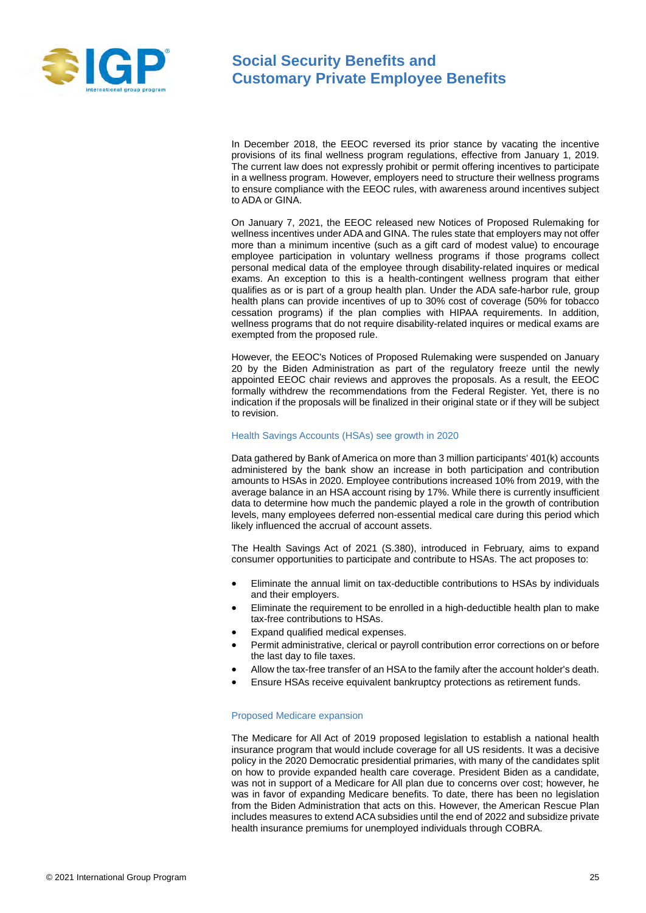In December 2018, the EEOC reversed its prior stance by vacating the incentive provisions of its final wellness program regulations, effective from January 1, 2019. The current law does not expressly prohibit or permit offering incentives to participate in a wellness program. However, employers need to structure their wellness programs to ensure compliance with the EEOC rules, with awareness around incentives subject to ADA or GINA.

On January 7, 2021, the EEOC released new Notices of Proposed Rulemaking for wellness incentives under ADA and GINA. The rules state that employers may not offer more than a minimum incentive (such as a gift card of modest value) to encourage employee participation in voluntary wellness programs if those programs collect personal medical data of the employee through disability-related inquires or medical exams. An exception to this is a health-contingent wellness program that either qualifies as or is part of a group health plan. Under the ADA safe-harbor rule, group health plans can provide incentives of up to 30% cost of coverage (50% for tobacco cessation programs) if the plan complies with HIPAA requirements. In addition, wellness programs that do not require disability-related inquires or medical exams are exempted from the proposed rule.

However, the EEOC's Notices of Proposed Rulemaking were suspended on January 20 by the Biden Administration as part of the regulatory freeze until the newly appointed EEOC chair reviews and approves the proposals. As a result, the EEOC formally withdrew the recommendations from the Federal Register. Yet, there is no indication if the proposals will be finalized in their original state or if they will be subject to revision.

### Health Savings Accounts (HSAs) see growth in 2020

Data gathered by Bank of America on more than 3 million participants' 401(k) accounts administered by the bank show an increase in both participation and contribution amounts to HSAs in 2020. Employee contributions increased 10% from 2019, with the average balance in an HSA account rising by 17%. While there is currently insufficient data to determine how much the pandemic played a role in the growth of contribution levels, many employees deferred non-essential medical care during this period which likely influenced the accrual of account assets.

The Health Savings Act of 2021 (S.380), introduced in February, aims to expand consumer opportunities to participate and contribute to HSAs. The act proposes to:

- Eliminate the annual limit on tax-deductible contributions to HSAs by individuals and their employers.
- Eliminate the requirement to be enrolled in a high-deductible health plan to make tax-free contributions to HSAs.
- Expand qualified medical expenses.
- Permit administrative, clerical or payroll contribution error corrections on or before the last day to file taxes.
- Allow the tax-free transfer of an HSA to the family after the account holder's death.
- Ensure HSAs receive equivalent bankruptcy protections as retirement funds.

### Proposed Medicare expansion

The Medicare for All Act of 2019 proposed legislation to establish a national health insurance program that would include coverage for all US residents. It was a decisive policy in the 2020 Democratic presidential primaries, with many of the candidates split on how to provide expanded health care coverage. President Biden as a candidate, was not in support of a Medicare for All plan due to concerns over cost; however, he was in favor of expanding Medicare benefits. To date, there has been no legislation from the Biden Administration that acts on this. However, the American Rescue Plan includes measures to extend ACA subsidies until the end of 2022 and subsidize private health insurance premiums for unemployed individuals through COBRA.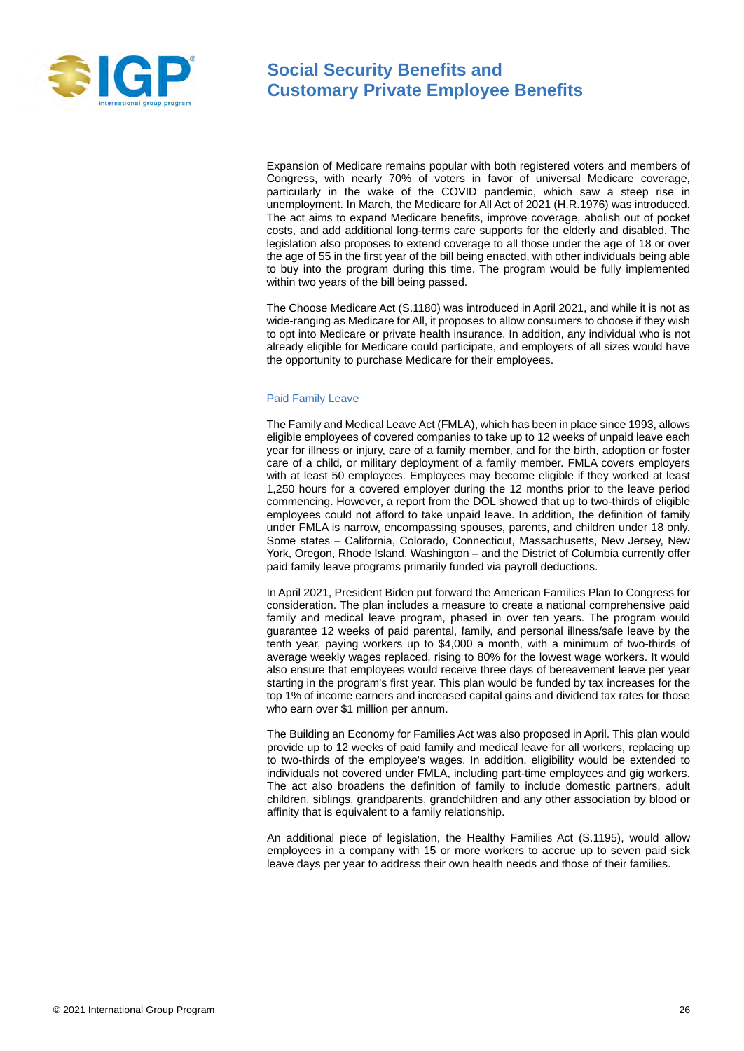Expansion of Medicare remains popular with both registered voters and members of Congress, with nearly 70% of voters in favor of universal Medicare coverage, particularly in the wake of the COVID pandemic, which saw a steep rise in unemployment. In March, the Medicare for All Act of 2021 (H.R.1976) was introduced. The act aims to expand Medicare benefits, improve coverage, abolish out of pocket costs, and add additional long-terms care supports for the elderly and disabled. The legislation also proposes to extend coverage to all those under the age of 18 or over the age of 55 in the first year of the bill being enacted, with other individuals being able to buy into the program during this time. The program would be fully implemented within two years of the bill being passed.

The Choose Medicare Act (S.1180) was introduced in April 2021, and while it is not as wide-ranging as Medicare for All, it proposes to allow consumers to choose if they wish to opt into Medicare or private health insurance. In addition, any individual who is not already eligible for Medicare could participate, and employers of all sizes would have the opportunity to purchase Medicare for their employees.

### Paid Family Leave

The Family and Medical Leave Act (FMLA), which has been in place since 1993, allows eligible employees of covered companies to take up to 12 weeks of unpaid leave each year for illness or injury, care of a family member, and for the birth, adoption or foster care of a child, or military deployment of a family member. FMLA covers employers with at least 50 employees. Employees may become eligible if they worked at least 1,250 hours for a covered employer during the 12 months prior to the leave period commencing. However, a report from the DOL showed that up to two-thirds of eligible employees could not afford to take unpaid leave. In addition, the definition of family under FMLA is narrow, encompassing spouses, parents, and children under 18 only. Some states – California, Colorado, Connecticut, Massachusetts, New Jersey, New York, Oregon, Rhode Island, Washington – and the District of Columbia currently offer paid family leave programs primarily funded via payroll deductions.

In April 2021, President Biden put forward the American Families Plan to Congress for consideration. The plan includes a measure to create a national comprehensive paid family and medical leave program, phased in over ten years. The program would guarantee 12 weeks of paid parental, family, and personal illness/safe leave by the tenth year, paying workers up to $4,000 a month, with a minimum of two-thirds of average weekly wages replaced, rising to 80% for the lowest wage workers. It would also ensure that employees would receive three days of bereavement leave per year starting in the program's first year. This plan would be funded by tax increases for the top 1% of income earners and increased capital gains and dividend tax rates for those who earn over $1 million per annum.

The Building an Economy for Families Act was also proposed in April. This plan would provide up to 12 weeks of paid family and medical leave for all workers, replacing up to two-thirds of the employee's wages. In addition, eligibility would be extended to individuals not covered under FMLA, including part-time employees and gig workers. The act also broadens the definition of family to include domestic partners, adult children, siblings, grandparents, grandchildren and any other association by blood or affinity that is equivalent to a family relationship.

An additional piece of legislation, the Healthy Families Act (S.1195), would allow employees in a company with 15 or more workers to accrue up to seven paid sick leave days per year to address their own health needs and those of their families.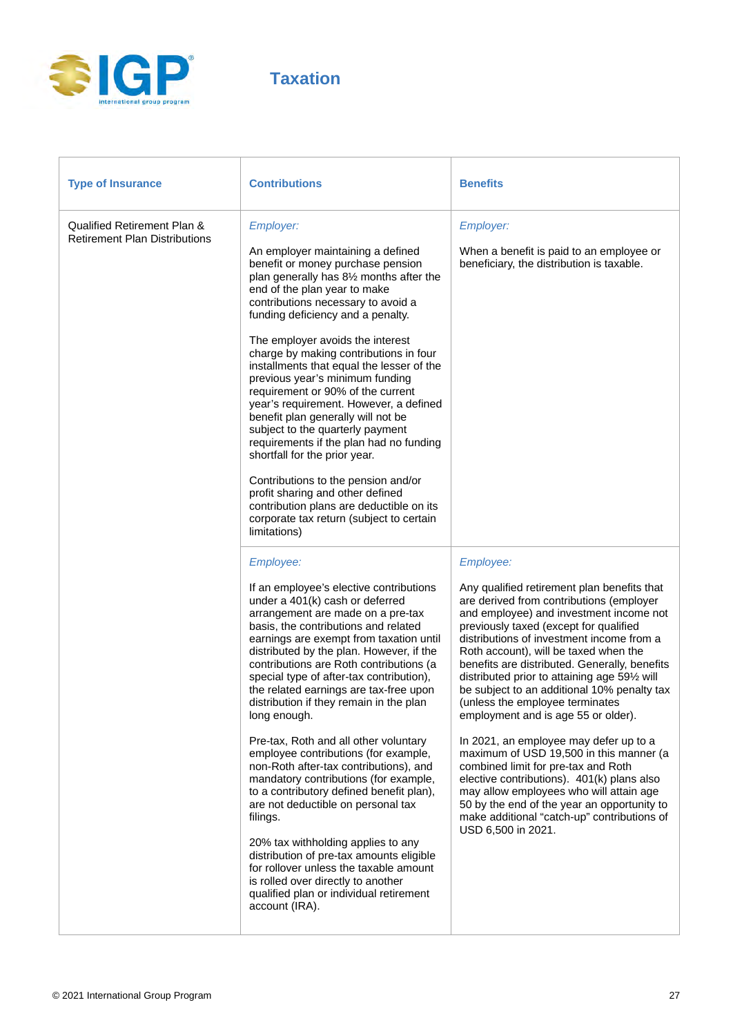# Taxation

| Type of Insurance | Contributions | Benefits |
|---|---|---|
| Qualified Retirement Plan & Retirement Plan Distributions | *Employer:*<br><br>An employer maintaining a defined benefit or money purchase pension plan generally has 8½ months after the end of the plan year to make contributions necessary to avoid a funding deficiency and a penalty.<br><br>The employer avoids the interest charge by making contributions in four installments that equal the lesser of the previous year's minimum funding requirement or 90% of the current year's requirement. However, a defined benefit plan generally will not be subject to the quarterly payment requirements if the plan had no funding shortfall for the prior year.<br><br>Contributions to the pension and/or profit sharing and other defined contribution plans are deductible on its corporate tax return (subject to certain limitations) | *Employer:*<br><br>When a benefit is paid to an employee or beneficiary, the distribution is taxable. |
| | *Employee:*<br><br>If an employee's elective contributions under a 401(k) cash or deferred arrangement are made on a pre-tax basis, the contributions and related earnings are exempt from taxation until distributed by the plan. However, if the contributions are Roth contributions (a special type of after-tax contribution), the related earnings are tax-free upon distribution if they remain in the plan long enough.<br><br>Pre-tax, Roth and all other voluntary employee contributions (for example, non-Roth after-tax contributions), and mandatory contributions (for example, to a contributory defined benefit plan), are not deductible on personal tax filings.<br><br>20% tax withholding applies to any distribution of pre-tax amounts eligible for rollover unless the taxable amount is rolled over directly to another qualified plan or individual retirement account (IRA). | *Employee:*<br><br>Any qualified retirement plan benefits that are derived from contributions (employer and employee) and investment income not previously taxed (except for qualified distributions of investment income from a Roth account), will be taxed when the benefits are distributed. Generally, benefits distributed prior to attaining age 59½ will be subject to an additional 10% penalty tax (unless the employee terminates employment and is age 55 or older).<br><br>In 2021, an employee may defer up to a maximum of USD 19,500 in this manner (a combined limit for pre-tax and Roth elective contributions). 401(k) plans also may allow employees who will attain age 50 by the end of the year an opportunity to make additional "catch-up" contributions of USD 6,500 in 2021. |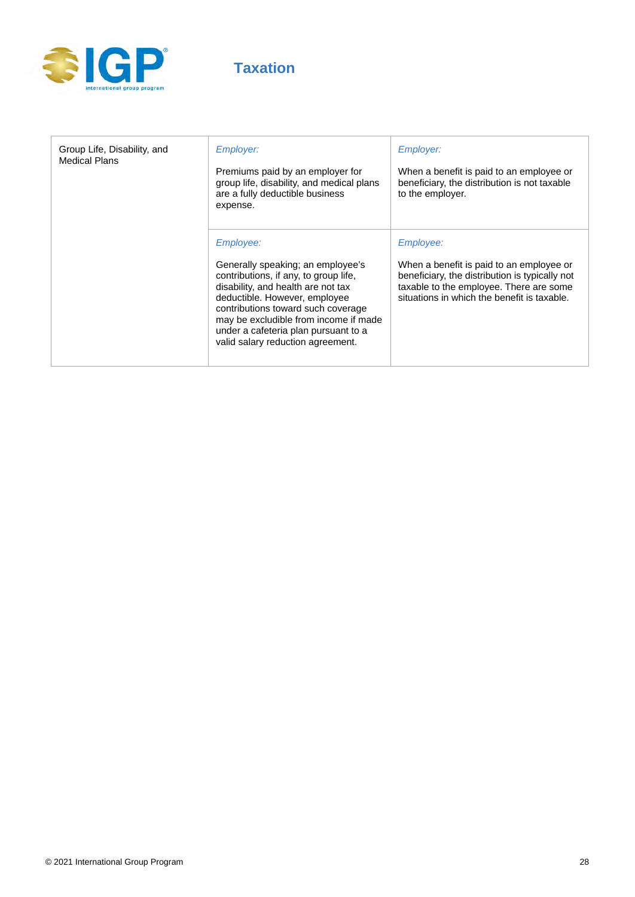# Taxation

| Group Life, Disability, and Medical Plans | *Employer:*<br><br>Premiums paid by an employer for group life, disability, and medical plans are a fully deductible business expense. | *Employer:*<br><br>When a benefit is paid to an employee or beneficiary, the distribution is not taxable to the employer. |
|---|---|---|
| | *Employee:*<br><br>Generally speaking; an employee's contributions, if any, to group life, disability, and health are not tax deductible. However, employee contributions toward such coverage may be excludible from income if made under a cafeteria plan pursuant to a valid salary reduction agreement. | *Employee:*<br><br>When a benefit is paid to an employee or beneficiary, the distribution is typically not taxable to the employee. There are some situations in which the benefit is taxable. |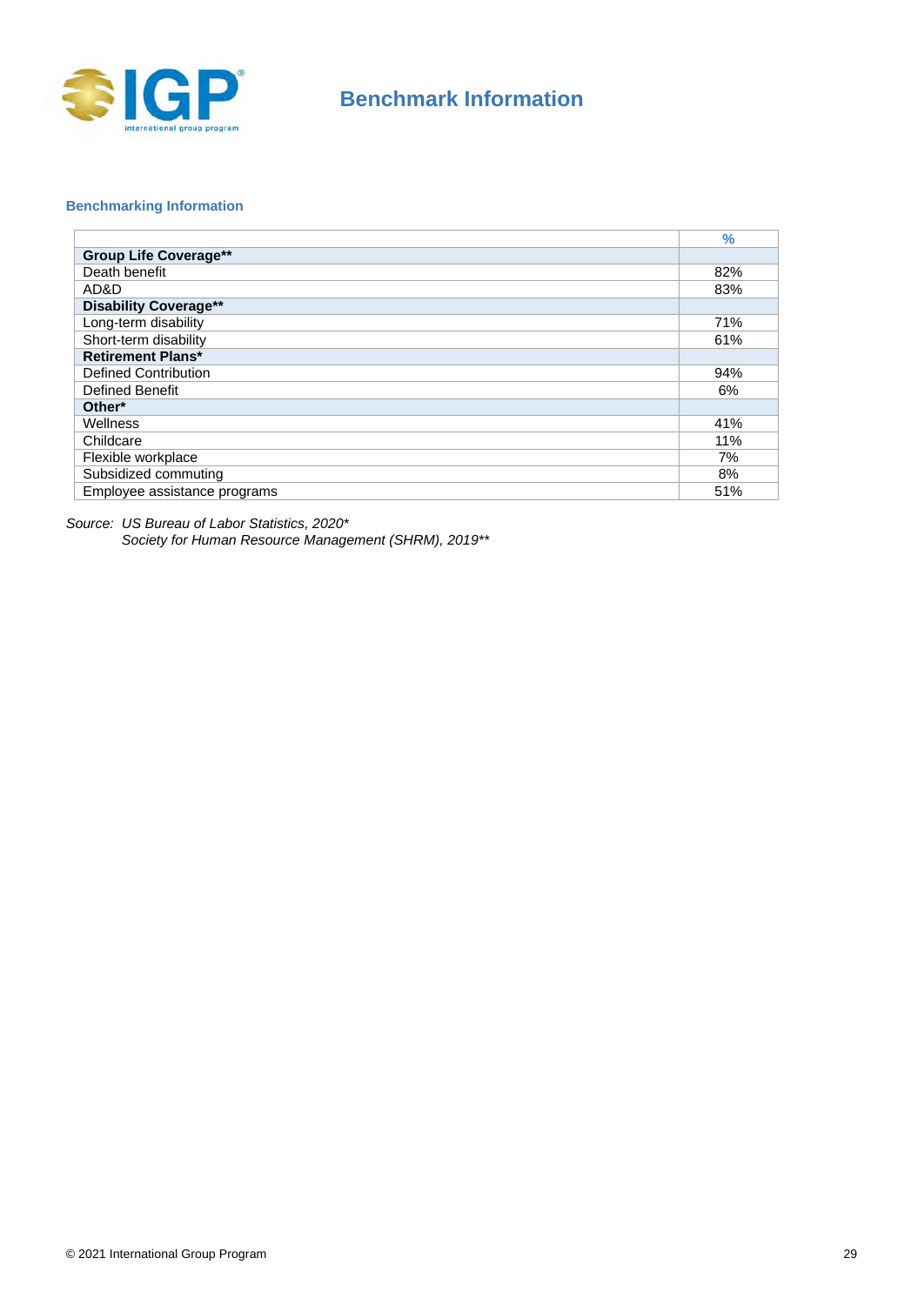# Benchmark Information

### Benchmarking Information

| | % |
|---|---|
| **Group Life Coverage**** | |
| Death benefit | 82% |
| AD&D | 83% |
| **Disability Coverage**** | |
| Long-term disability | 71% |
| Short-term disability | 61% |
| **Retirement Plans*** | |
| Defined Contribution | 94% |
| Defined Benefit | 6% |
| **Other*** | |
| Wellness | 41% |
| Childcare | 11% |
| Flexible workplace | 7% |
| Subsidized commuting | 8% |
| Employee assistance programs | 51% |

*Source: US Bureau of Labor Statistics, 2020**

*Society for Human Resource Management (SHRM), 2019***

© 2021 International Group Program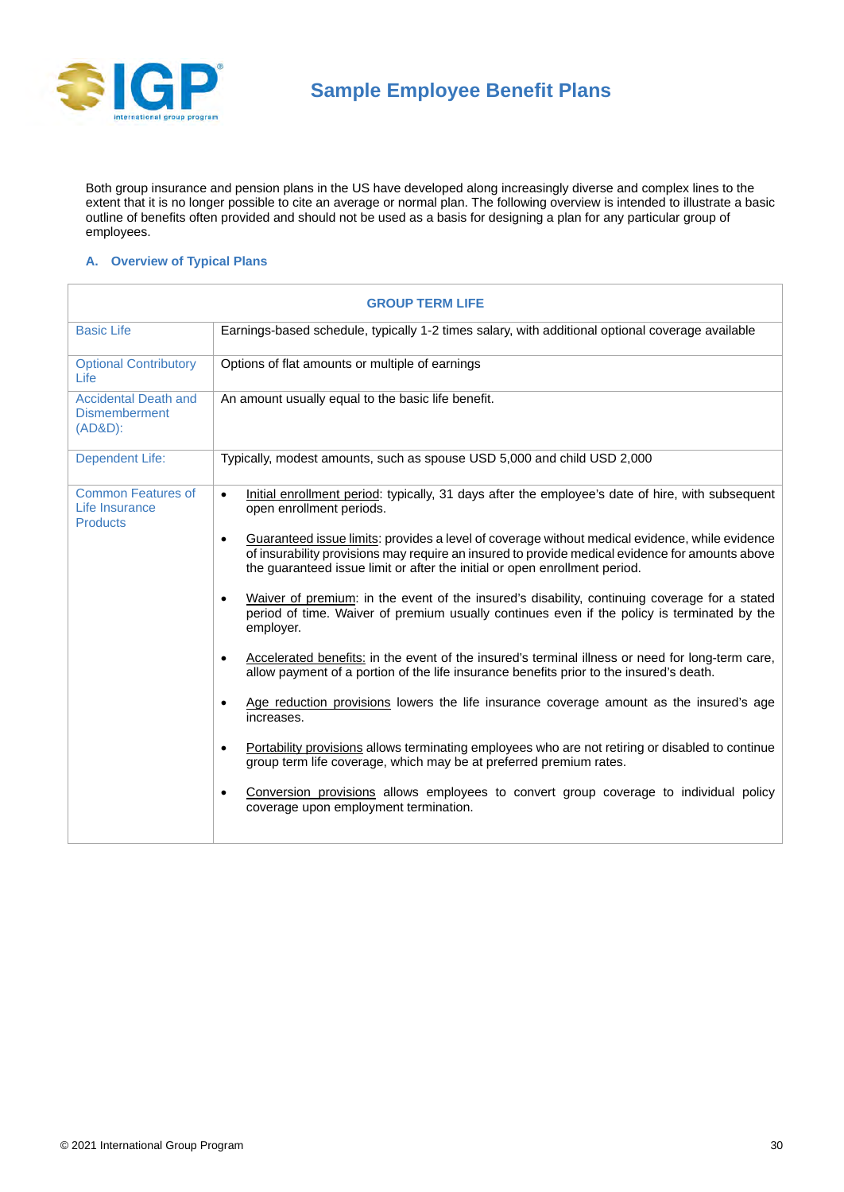# Sample Employee Benefit Plans

Both group insurance and pension plans in the US have developed along increasingly diverse and complex lines to the extent that it is no longer possible to cite an average or normal plan. The following overview is intended to illustrate a basic outline of benefits often provided and should not be used as a basis for designing a plan for any particular group of employees.

## A. Overview of Typical Plans

| GROUP TERM LIFE | |
|---|---|
| Basic Life | Earnings-based schedule, typically 1-2 times salary, with additional optional coverage available |
| Optional Contributory Life | Options of flat amounts or multiple of earnings |
| Accidental Death and Dismemberment (AD&D): | An amount usually equal to the basic life benefit. |
| Dependent Life: | Typically, modest amounts, such as spouse USD 5,000 and child USD 2,000 |
| Common Features of Life Insurance Products | • Initial enrollment period: typically, 31 days after the employee's date of hire, with subsequent open enrollment periods.<br><br>• Guaranteed issue limits: provides a level of coverage without medical evidence, while evidence of insurability provisions may require an insured to provide medical evidence for amounts above the guaranteed issue limit or after the initial or open enrollment period.<br><br>• Waiver of premium: in the event of the insured's disability, continuing coverage for a stated period of time. Waiver of premium usually continues even if the policy is terminated by the employer.<br><br>• Accelerated benefits: in the event of the insured's terminal illness or need for long-term care, allow payment of a portion of the life insurance benefits prior to the insured's death.<br><br>• Age reduction provisions lowers the life insurance coverage amount as the insured's age increases.<br><br>• Portability provisions allows terminating employees who are not retiring or disabled to continue group term life coverage, which may be at preferred premium rates.<br><br>• Conversion provisions allows employees to convert group coverage to individual policy coverage upon employment termination. |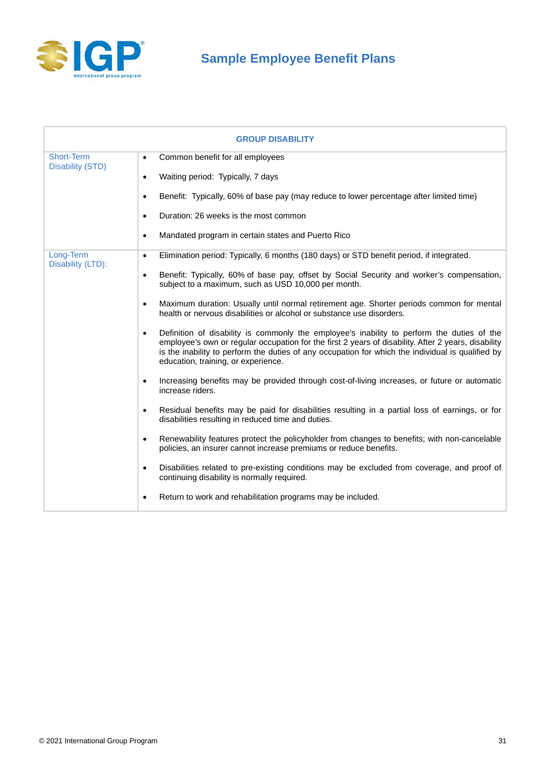# Sample Employee Benefit Plans

| GROUP DISABILITY | |
|---|---|
| Short-Term Disability (STD) | • Common benefit for all employees<br>• Waiting period: Typically, 7 days<br>• Benefit: Typically, 60% of base pay (may reduce to lower percentage after limited time)<br>• Duration: 26 weeks is the most common<br>• Mandated program in certain states and Puerto Rico |
| Long-Term Disability (LTD): | • Elimination period: Typically, 6 months (180 days) or STD benefit period, if integrated.<br>• Benefit: Typically, 60% of base pay, offset by Social Security and worker's compensation, subject to a maximum, such as USD 10,000 per month.<br>• Maximum duration: Usually until normal retirement age. Shorter periods common for mental health or nervous disabilities or alcohol or substance use disorders.<br>• Definition of disability is commonly the employee's inability to perform the duties of the employee's own or regular occupation for the first 2 years of disability. After 2 years, disability is the inability to perform the duties of any occupation for which the individual is qualified by education, training, or experience.<br>• Increasing benefits may be provided through cost-of-living increases, or future or automatic increase riders.<br>• Residual benefits may be paid for disabilities resulting in a partial loss of earnings, or for disabilities resulting in reduced time and duties.<br>• Renewability features protect the policyholder from changes to benefits; with non-cancelable policies, an insurer cannot increase premiums or reduce benefits.<br>• Disabilities related to pre-existing conditions may be excluded from coverage, and proof of continuing disability is normally required.<br>• Return to work and rehabilitation programs may be included. |

© 2021 International Group Program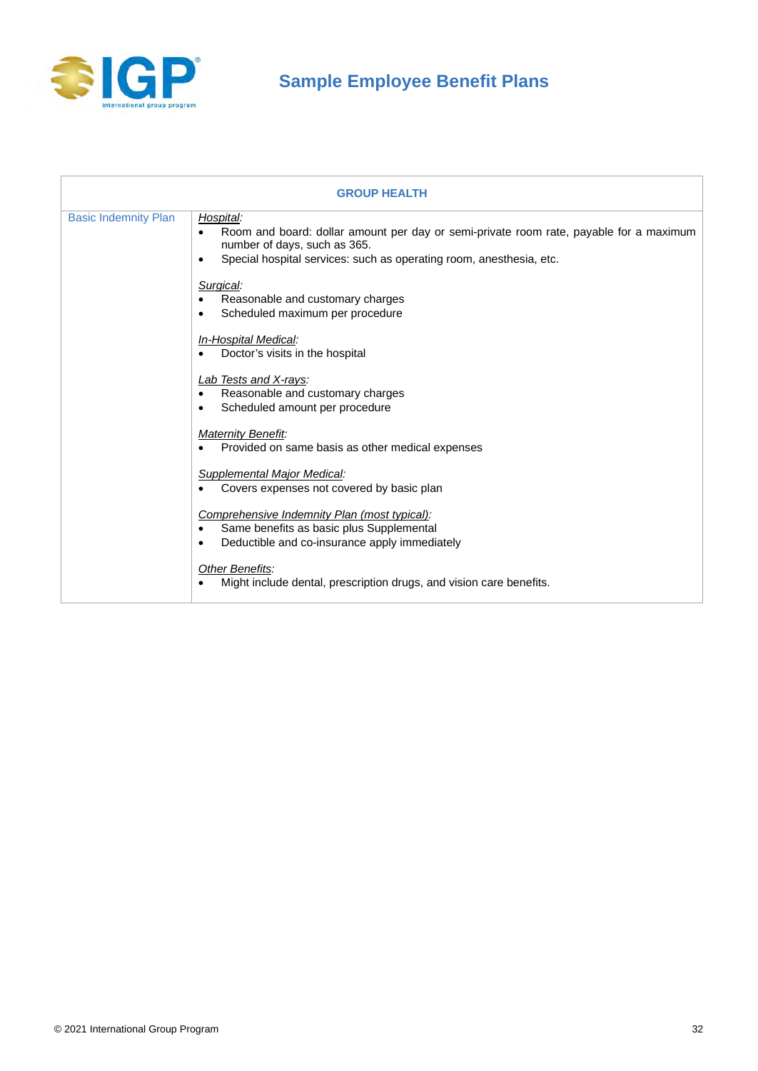# Sample Employee Benefit Plans

| GROUP HEALTH | |
|---|---|
| Basic Indemnity Plan | <u>*Hospital*</u>: <br>• Room and board: dollar amount per day or semi-private room rate, payable for a maximum number of days, such as 365. <br>• Special hospital services: such as operating room, anesthesia, etc. <br><br><u>*Surgical*</u>: <br>• Reasonable and customary charges <br>• Scheduled maximum per procedure <br><br><u>*In-Hospital Medical*</u>: <br>• Doctor's visits in the hospital <br><br><u>*Lab Tests and X-rays*</u>: <br>• Reasonable and customary charges <br>• Scheduled amount per procedure <br><br><u>*Maternity Benefit*</u>: <br>• Provided on same basis as other medical expenses <br><br><u>*Supplemental Major Medical*</u>: <br>• Covers expenses not covered by basic plan <br><br><u>*Comprehensive Indemnity Plan (most typical)*</u>: <br>• Same benefits as basic plus Supplemental <br>• Deductible and co-insurance apply immediately <br><br><u>*Other Benefits*</u>: <br>• Might include dental, prescription drugs, and vision care benefits. |

© 2021 International Group Program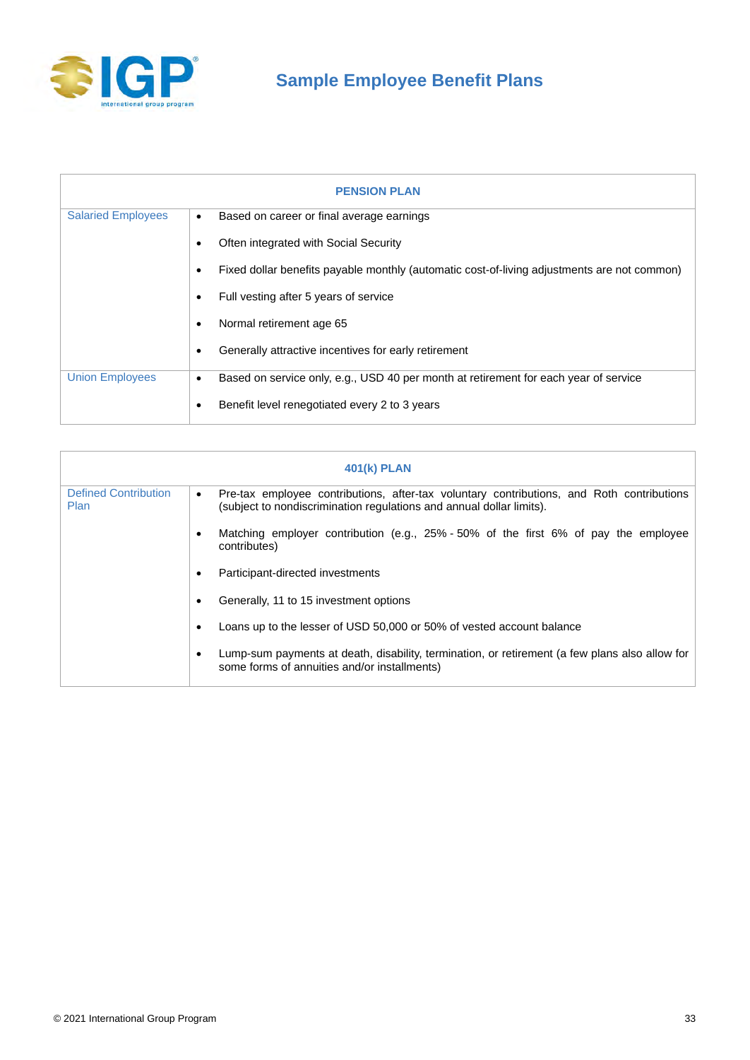# Sample Employee Benefit Plans

| PENSION PLAN | |
|---|---|
| Salaried Employees | • Based on career or final average earnings<br>• Often integrated with Social Security<br>• Fixed dollar benefits payable monthly (automatic cost-of-living adjustments are not common)<br>• Full vesting after 5 years of service<br>• Normal retirement age 65<br>• Generally attractive incentives for early retirement |
| Union Employees | • Based on service only, e.g., USD 40 per month at retirement for each year of service<br>• Benefit level renegotiated every 2 to 3 years |

| 401(k) PLAN | |
|---|---|
| Defined Contribution Plan | • Pre-tax employee contributions, after-tax voluntary contributions, and Roth contributions (subject to nondiscrimination regulations and annual dollar limits).<br>• Matching employer contribution (e.g., 25% - 50% of the first 6% of pay the employee contributes)<br>• Participant-directed investments<br>• Generally, 11 to 15 investment options<br>• Loans up to the lesser of USD 50,000 or 50% of vested account balance<br>• Lump-sum payments at death, disability, termination, or retirement (a few plans also allow for some forms of annuities and/or installments) |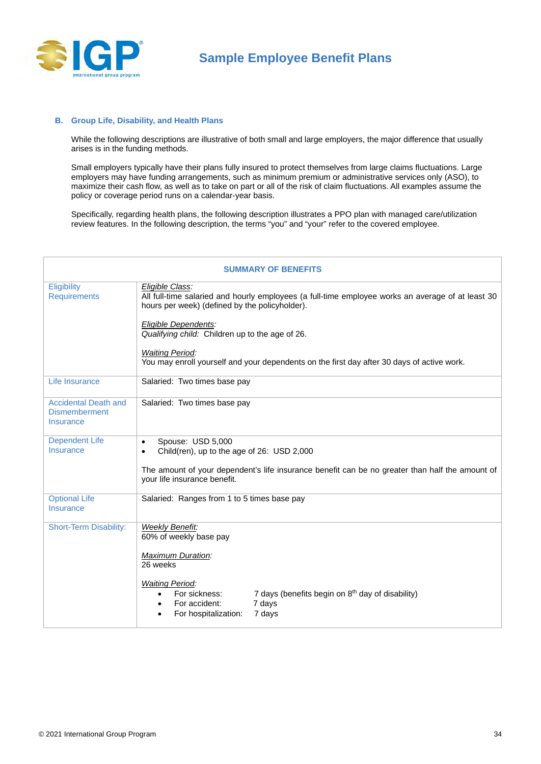### B. Group Life, Disability, and Health Plans

While the following descriptions are illustrative of both small and large employers, the major difference that usually arises is in the funding methods.

Small employers typically have their plans fully insured to protect themselves from large claims fluctuations. Large employers may have funding arrangements, such as minimum premium or administrative services only (ASO), to maximize their cash flow, as well as to take on part or all of the risk of claim fluctuations. All examples assume the policy or coverage period runs on a calendar-year basis.

Specifically, regarding health plans, the following description illustrates a PPO plan with managed care/utilization review features. In the following description, the terms "you" and "your" refer to the covered employee.

| SUMMARY OF BENEFITS | |
|---|---|
| Eligibility Requirements | *Eligible Class:*<br>All full-time salaried and hourly employees (a full-time employee works an average of at least 30 hours per week) (defined by the policyholder).<br><br>*Eligible Dependents:*<br>*Qualifying child:* Children up to the age of 26.<br><br>*Waiting Period:*<br>You may enroll yourself and your dependents on the first day after 30 days of active work. |
| Life Insurance | Salaried: Two times base pay |
| Accidental Death and Dismemberment Insurance | Salaried: Two times base pay |
| Dependent Life Insurance | • Spouse: USD 5,000<br>• Child(ren), up to the age of 26: USD 2,000<br><br>The amount of your dependent's life insurance benefit can be no greater than half the amount of your life insurance benefit. |
| Optional Life Insurance | Salaried: Ranges from 1 to 5 times base pay |
| Short-Term Disability: | *Weekly Benefit:*<br>60% of weekly base pay<br><br>*Maximum Duration:*<br>26 weeks<br><br>*Waiting Period:*<br>• For sickness: 7 days (benefits begin on 8th day of disability)<br>• For accident: 7 days<br>• For hospitalization: 7 days |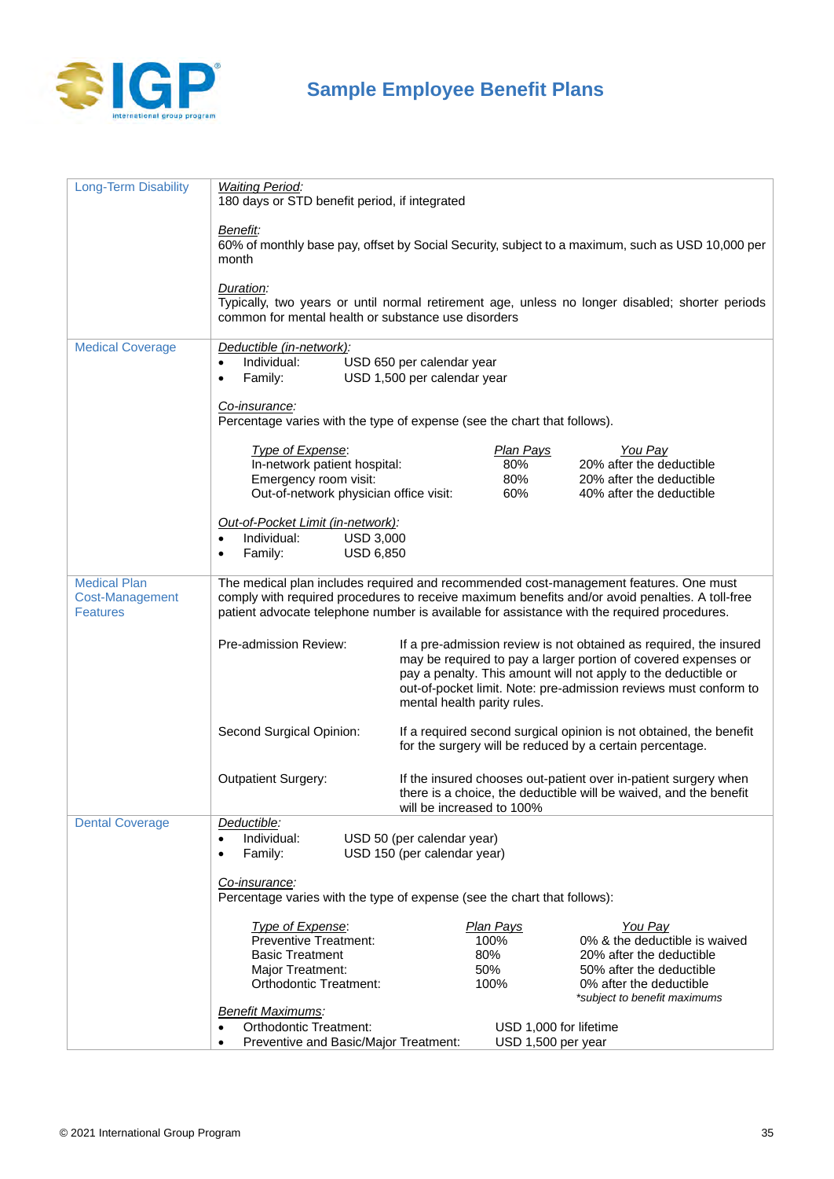# Sample Employee Benefit Plans

| | |
|---|---|
| Long-Term Disability | *Waiting Period:*<br>180 days or STD benefit period, if integrated<br><br>*Benefit:*<br>60% of monthly base pay, offset by Social Security, subject to a maximum, such as USD 10,000 per month<br><br>*Duration:*<br>Typically, two years or until normal retirement age, unless no longer disabled; shorter periods common for mental health or substance use disorders |
| Medical Coverage | *Deductible (in-network):*<br>• Individual: USD 650 per calendar year<br>• Family: USD 1,500 per calendar year<br><br>*Co-insurance:*<br>Percentage varies with the type of expense (see the chart that follows).<br><br>*Type of Expense:* / *Plan Pays* / *You Pay*<br>In-network patient hospital: 80% / 20% after the deductible<br>Emergency room visit: 80% / 20% after the deductible<br>Out-of-network physician office visit: 60% / 40% after the deductible<br><br>*Out-of-Pocket Limit (in-network):*<br>• Individual: USD 3,000<br>• Family: USD 6,850 |
| Medical Plan Cost-Management Features | The medical plan includes required and recommended cost-management features. One must comply with required procedures to receive maximum benefits and/or avoid penalties. A toll-free patient advocate telephone number is available for assistance with the required procedures.<br><br>Pre-admission Review: If a pre-admission review is not obtained as required, the insured may be required to pay a larger portion of covered expenses or pay a penalty. This amount will not apply to the deductible or out-of-pocket limit. Note: pre-admission reviews must conform to mental health parity rules.<br><br>Second Surgical Opinion: If a required second surgical opinion is not obtained, the benefit for the surgery will be reduced by a certain percentage.<br><br>Outpatient Surgery: If the insured chooses out-patient over in-patient surgery when there is a choice, the deductible will be waived, and the benefit will be increased to 100% |
| Dental Coverage | *Deductible:*<br>• Individual: USD 50 (per calendar year)<br>• Family: USD 150 (per calendar year)<br><br>*Co-insurance:*<br>Percentage varies with the type of expense (see the chart that follows):<br><br>*Type of Expense:* / *Plan Pays* / *You Pay*<br>Preventive Treatment: 100% / 0% & the deductible is waived<br>Basic Treatment: 80% / 20% after the deductible<br>Major Treatment: 50% / 50% after the deductible<br>Orthodontic Treatment: 100% / 0% after the deductible<br>*\*subject to benefit maximums*<br><br>*Benefit Maximums:*<br>• Orthodontic Treatment: USD 1,000 for lifetime<br>• Preventive and Basic/Major Treatment: USD 1,500 per year |

© 2021 International Group Program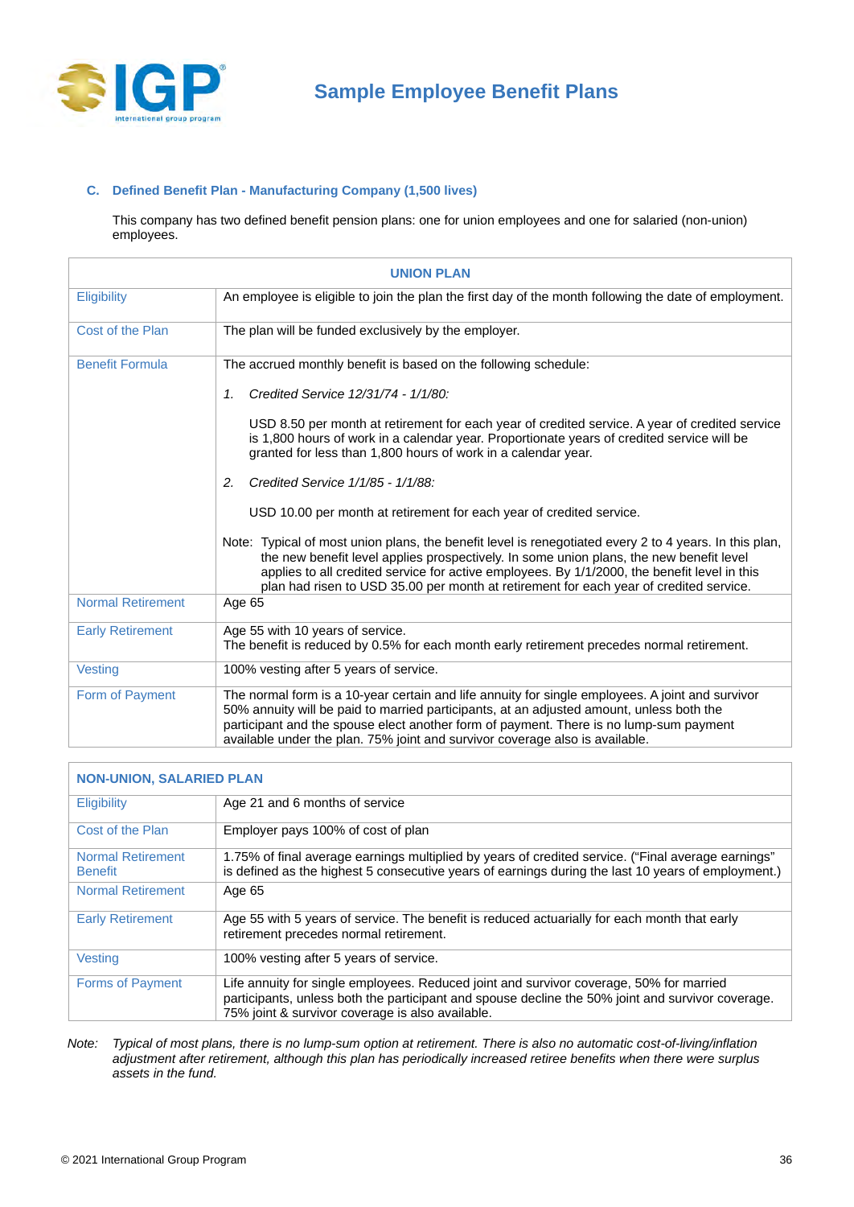## C. Defined Benefit Plan - Manufacturing Company (1,500 lives)

This company has two defined benefit pension plans: one for union employees and one for salaried (non-union) employees.

| UNION PLAN | |
|---|---|
| Eligibility | An employee is eligible to join the plan the first day of the month following the date of employment. |
| Cost of the Plan | The plan will be funded exclusively by the employer. |
| Benefit Formula | The accrued monthly benefit is based on the following schedule:<br><br>1. *Credited Service 12/31/74 - 1/1/80:*<br><br>USD 8.50 per month at retirement for each year of credited service. A year of credited service is 1,800 hours of work in a calendar year. Proportionate years of credited service will be granted for less than 1,800 hours of work in a calendar year.<br><br>2. *Credited Service 1/1/85 - 1/1/88:*<br><br>USD 10.00 per month at retirement for each year of credited service.<br><br>Note: Typical of most union plans, the benefit level is renegotiated every 2 to 4 years. In this plan, the new benefit level applies prospectively. In some union plans, the new benefit level applies to all credited service for active employees. By 1/1/2000, the benefit level in this plan had risen to USD 35.00 per month at retirement for each year of credited service. |
| Normal Retirement | Age 65 |
| Early Retirement | Age 55 with 10 years of service.<br>The benefit is reduced by 0.5% for each month early retirement precedes normal retirement. |
| Vesting | 100% vesting after 5 years of service. |
| Form of Payment | The normal form is a 10-year certain and life annuity for single employees. A joint and survivor 50% annuity will be paid to married participants, at an adjusted amount, unless both the participant and the spouse elect another form of payment. There is no lump-sum payment available under the plan. 75% joint and survivor coverage also is available. |

| NON-UNION, SALARIED PLAN | |
|---|---|
| Eligibility | Age 21 and 6 months of service |
| Cost of the Plan | Employer pays 100% of cost of plan |
| Normal Retirement Benefit | 1.75% of final average earnings multiplied by years of credited service. ("Final average earnings" is defined as the highest 5 consecutive years of earnings during the last 10 years of employment.) |
| Normal Retirement | Age 65 |
| Early Retirement | Age 55 with 5 years of service. The benefit is reduced actuarially for each month that early retirement precedes normal retirement. |
| Vesting | 100% vesting after 5 years of service. |
| Forms of Payment | Life annuity for single employees. Reduced joint and survivor coverage, 50% for married participants, unless both the participant and spouse decline the 50% joint and survivor coverage. 75% joint & survivor coverage is also available. |

*Note: Typical of most plans, there is no lump-sum option at retirement. There is also no automatic cost-of-living/inflation adjustment after retirement, although this plan has periodically increased retiree benefits when there were surplus assets in the fund.*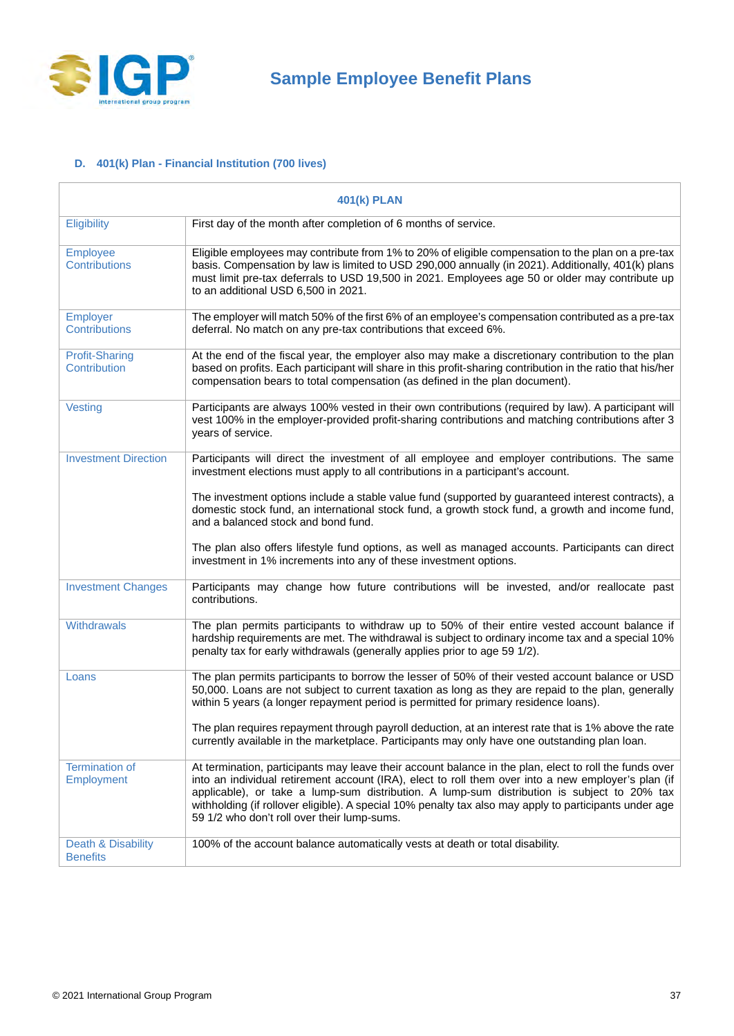### D. 401(k) Plan - Financial Institution (700 lives)

| 401(k) PLAN | |
|---|---|
| Eligibility | First day of the month after completion of 6 months of service. |
| Employee Contributions | Eligible employees may contribute from 1% to 20% of eligible compensation to the plan on a pre-tax basis. Compensation by law is limited to USD 290,000 annually (in 2021). Additionally, 401(k) plans must limit pre-tax deferrals to USD 19,500 in 2021. Employees age 50 or older may contribute up to an additional USD 6,500 in 2021. |
| Employer Contributions | The employer will match 50% of the first 6% of an employee's compensation contributed as a pre-tax deferral. No match on any pre-tax contributions that exceed 6%. |
| Profit-Sharing Contribution | At the end of the fiscal year, the employer also may make a discretionary contribution to the plan based on profits. Each participant will share in this profit-sharing contribution in the ratio that his/her compensation bears to total compensation (as defined in the plan document). |
| Vesting | Participants are always 100% vested in their own contributions (required by law). A participant will vest 100% in the employer-provided profit-sharing contributions and matching contributions after 3 years of service. |
| Investment Direction | Participants will direct the investment of all employee and employer contributions. The same investment elections must apply to all contributions in a participant's account.<br><br>The investment options include a stable value fund (supported by guaranteed interest contracts), a domestic stock fund, an international stock fund, a growth stock fund, a growth and income fund, and a balanced stock and bond fund.<br><br>The plan also offers lifestyle fund options, as well as managed accounts. Participants can direct investment in 1% increments into any of these investment options. |
| Investment Changes | Participants may change how future contributions will be invested, and/or reallocate past contributions. |
| Withdrawals | The plan permits participants to withdraw up to 50% of their entire vested account balance if hardship requirements are met. The withdrawal is subject to ordinary income tax and a special 10% penalty tax for early withdrawals (generally applies prior to age 59 1/2). |
| Loans | The plan permits participants to borrow the lesser of 50% of their vested account balance or USD 50,000. Loans are not subject to current taxation as long as they are repaid to the plan, generally within 5 years (a longer repayment period is permitted for primary residence loans).<br><br>The plan requires repayment through payroll deduction, at an interest rate that is 1% above the rate currently available in the marketplace. Participants may only have one outstanding plan loan. |
| Termination of Employment | At termination, participants may leave their account balance in the plan, elect to roll the funds over into an individual retirement account (IRA), elect to roll them over into a new employer's plan (if applicable), or take a lump-sum distribution. A lump-sum distribution is subject to 20% tax withholding (if rollover eligible). A special 10% penalty tax also may apply to participants under age 59 1/2 who don't roll over their lump-sums. |
| Death & Disability Benefits | 100% of the account balance automatically vests at death or total disability. |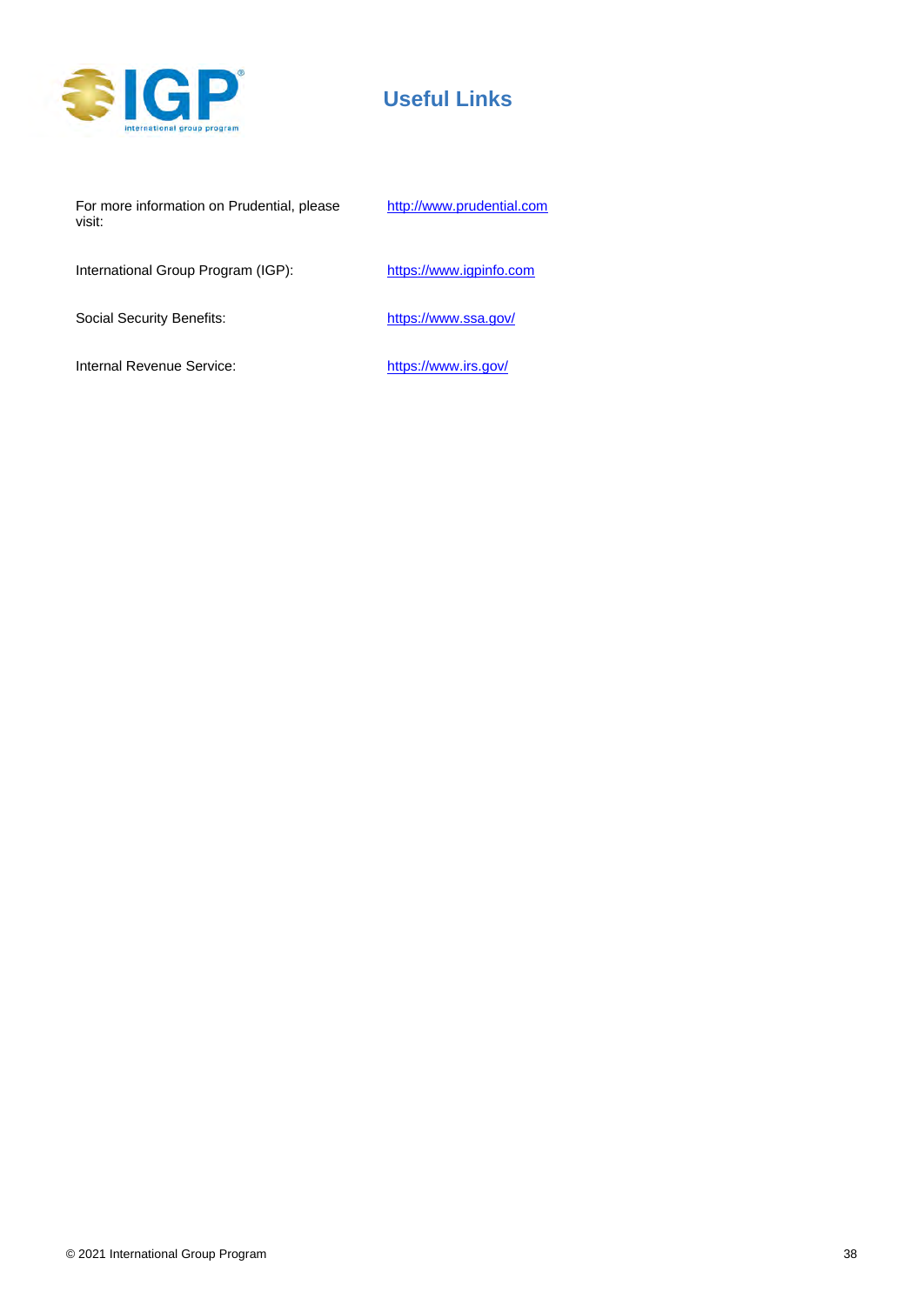# Useful Links

| | |
|---|---|
| For more information on Prudential, please visit: | http://www.prudential.com |
| International Group Program (IGP): | https://www.igpinfo.com |
| Social Security Benefits: | https://www.ssa.gov/ |
| Internal Revenue Service: | https://www.irs.gov/ |

© 2021 International Group Program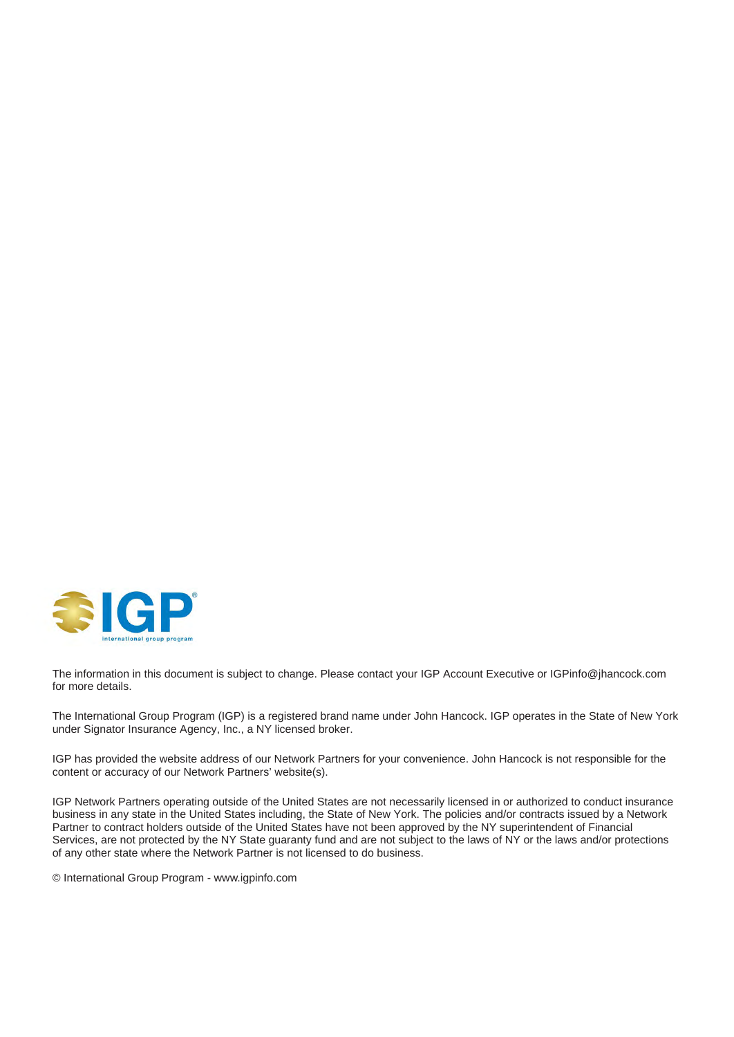The information in this document is subject to change. Please contact your IGP Account Executive or IGPinfo@jhancock.com for more details.

The International Group Program (IGP) is a registered brand name under John Hancock. IGP operates in the State of New York under Signator Insurance Agency, Inc., a NY licensed broker.

IGP has provided the website address of our Network Partners for your convenience. John Hancock is not responsible for the content or accuracy of our Network Partners' website(s).

IGP Network Partners operating outside of the United States are not necessarily licensed in or authorized to conduct insurance business in any state in the United States including, the State of New York. The policies and/or contracts issued by a Network Partner to contract holders outside of the United States have not been approved by the NY superintendent of Financial Services, are not protected by the NY State guaranty fund and are not subject to the laws of NY or the laws and/or protections of any other state where the Network Partner is not licensed to do business.

© International Group Program - www.igpinfo.com